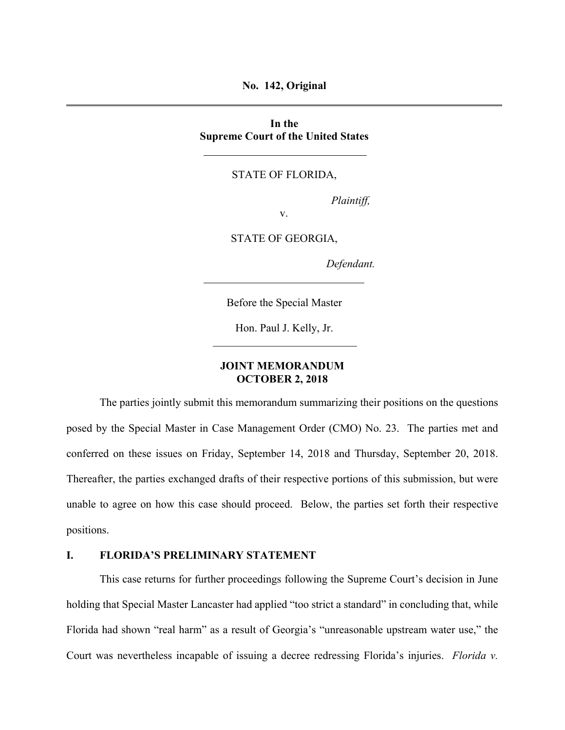**No. 142, Original**

---

**In the**
**Supreme Court of the United States**

---

STATE OF FLORIDA,

*Plaintiff,*

v.

STATE OF GEORGIA,

*Defendant.*

---

Before the Special Master

Hon. Paul J. Kelly, Jr.

---

**JOINT MEMORANDUM**
**OCTOBER 2, 2018**

The parties jointly submit this memorandum summarizing their positions on the questions posed by the Special Master in Case Management Order (CMO) No. 23. The parties met and conferred on these issues on Friday, September 14, 2018 and Thursday, September 20, 2018. Thereafter, the parties exchanged drafts of their respective portions of this submission, but were unable to agree on how this case should proceed. Below, the parties set forth their respective positions.

## I. FLORIDA'S PRELIMINARY STATEMENT

This case returns for further proceedings following the Supreme Court's decision in June holding that Special Master Lancaster had applied "too strict a standard" in concluding that, while Florida had shown "real harm" as a result of Georgia's "unreasonable upstream water use," the Court was nevertheless incapable of issuing a decree redressing Florida's injuries. *Florida v.*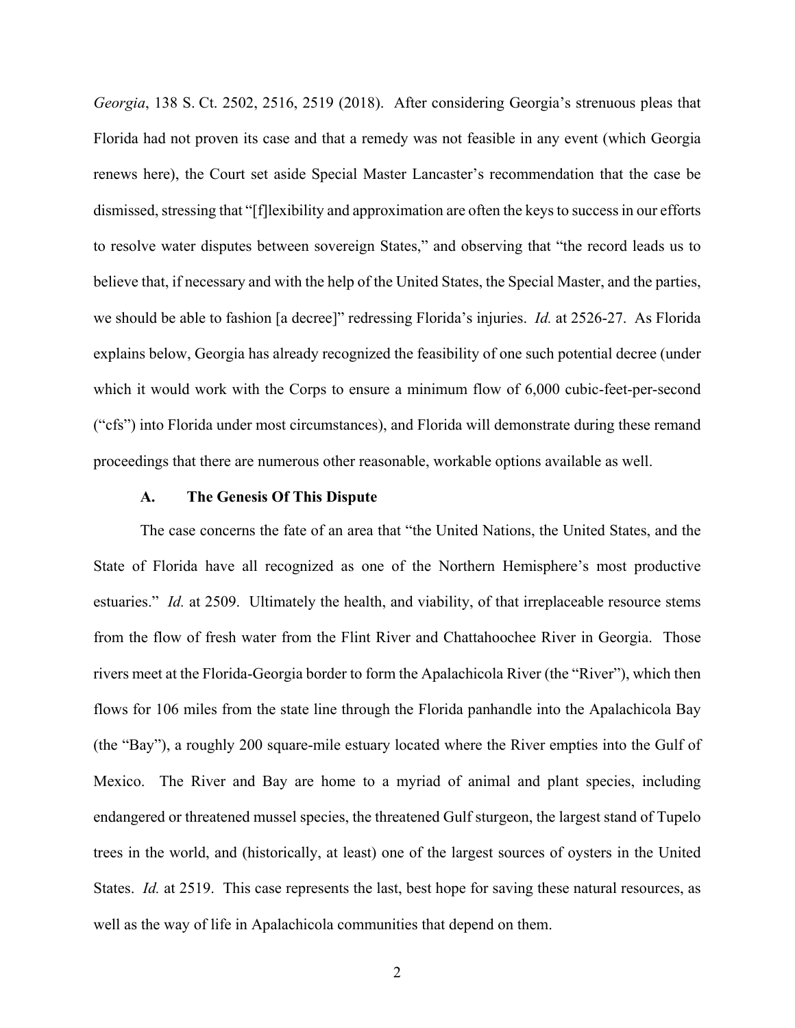*Georgia*, 138 S. Ct. 2502, 2516, 2519 (2018). After considering Georgia's strenuous pleas that Florida had not proven its case and that a remedy was not feasible in any event (which Georgia renews here), the Court set aside Special Master Lancaster's recommendation that the case be dismissed, stressing that "[f]lexibility and approximation are often the keys to success in our efforts to resolve water disputes between sovereign States," and observing that "the record leads us to believe that, if necessary and with the help of the United States, the Special Master, and the parties, we should be able to fashion [a decree]" redressing Florida's injuries. *Id.* at 2526-27. As Florida explains below, Georgia has already recognized the feasibility of one such potential decree (under which it would work with the Corps to ensure a minimum flow of 6,000 cubic-feet-per-second ("cfs") into Florida under most circumstances), and Florida will demonstrate during these remand proceedings that there are numerous other reasonable, workable options available as well.

### A. The Genesis Of This Dispute

The case concerns the fate of an area that "the United Nations, the United States, and the State of Florida have all recognized as one of the Northern Hemisphere's most productive estuaries." *Id.* at 2509. Ultimately the health, and viability, of that irreplaceable resource stems from the flow of fresh water from the Flint River and Chattahoochee River in Georgia. Those rivers meet at the Florida-Georgia border to form the Apalachicola River (the "River"), which then flows for 106 miles from the state line through the Florida panhandle into the Apalachicola Bay (the "Bay"), a roughly 200 square-mile estuary located where the River empties into the Gulf of Mexico. The River and Bay are home to a myriad of animal and plant species, including endangered or threatened mussel species, the threatened Gulf sturgeon, the largest stand of Tupelo trees in the world, and (historically, at least) one of the largest sources of oysters in the United States. *Id.* at 2519. This case represents the last, best hope for saving these natural resources, as well as the way of life in Apalachicola communities that depend on them.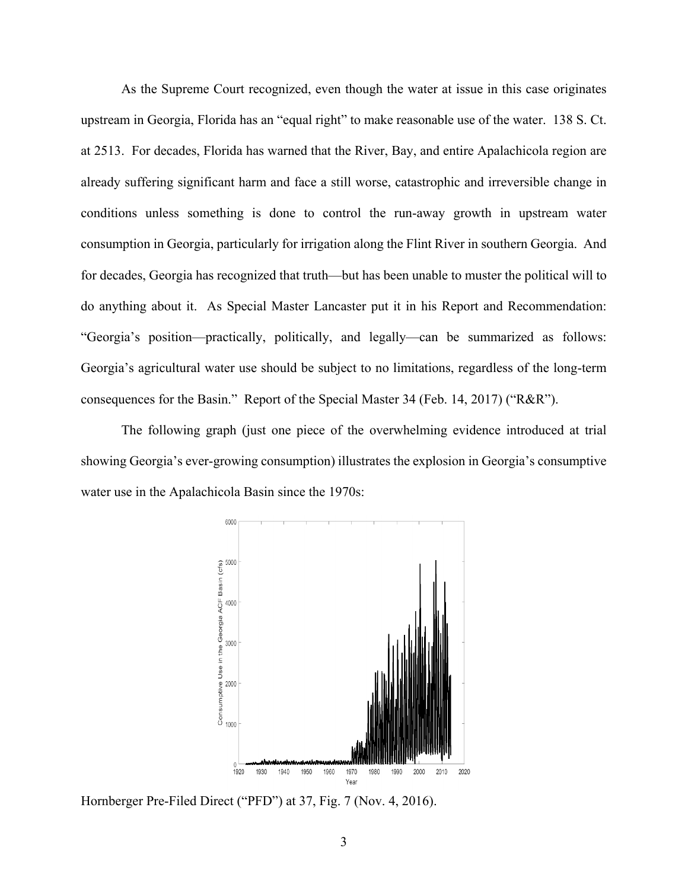As the Supreme Court recognized, even though the water at issue in this case originates upstream in Georgia, Florida has an "equal right" to make reasonable use of the water. 138 S. Ct. at 2513. For decades, Florida has warned that the River, Bay, and entire Apalachicola region are already suffering significant harm and face a still worse, catastrophic and irreversible change in conditions unless something is done to control the run-away growth in upstream water consumption in Georgia, particularly for irrigation along the Flint River in southern Georgia. And for decades, Georgia has recognized that truth—but has been unable to muster the political will to do anything about it. As Special Master Lancaster put it in his Report and Recommendation: "Georgia's position—practically, politically, and legally—can be summarized as follows: Georgia's agricultural water use should be subject to no limitations, regardless of the long-term consequences for the Basin." Report of the Special Master 34 (Feb. 14, 2017) ("R&R").

The following graph (just one piece of the overwhelming evidence introduced at trial showing Georgia's ever-growing consumption) illustrates the explosion in Georgia's consumptive water use in the Apalachicola Basin since the 1970s:

Hornberger Pre-Filed Direct ("PFD") at 37, Fig. 7 (Nov. 4, 2016).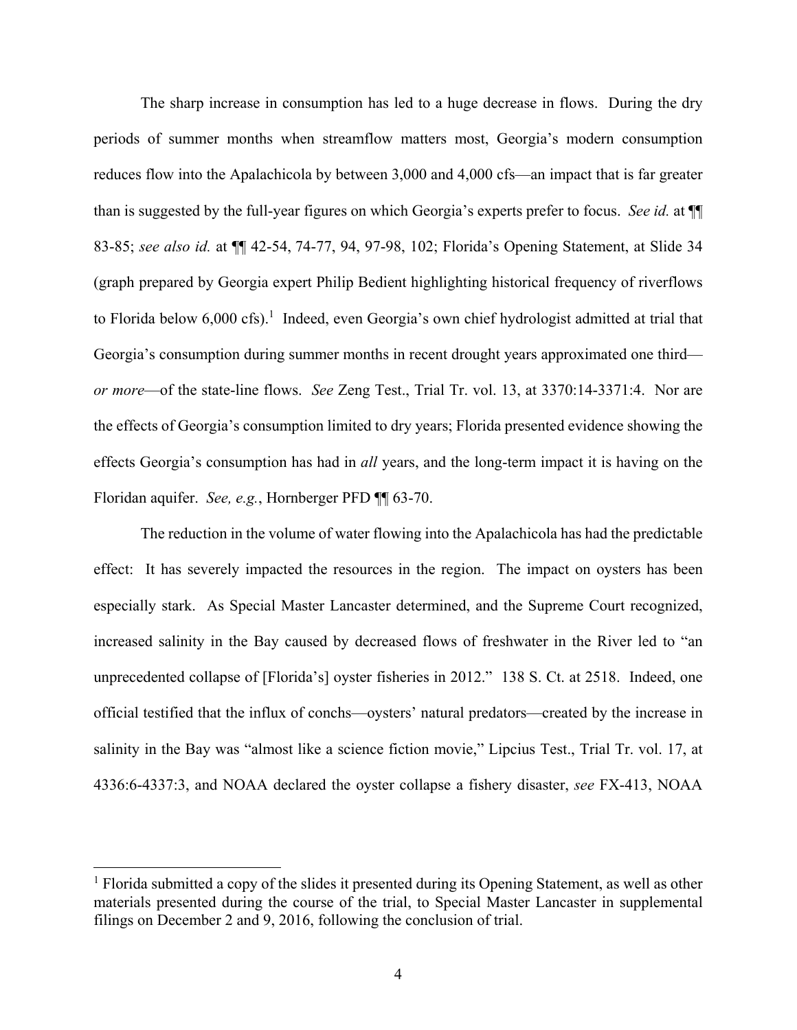The sharp increase in consumption has led to a huge decrease in flows. During the dry periods of summer months when streamflow matters most, Georgia's modern consumption reduces flow into the Apalachicola by between 3,000 and 4,000 cfs—an impact that is far greater than is suggested by the full-year figures on which Georgia's experts prefer to focus. *See id.* at ¶¶ 83-85; *see also id.* at ¶¶ 42-54, 74-77, 94, 97-98, 102; Florida's Opening Statement, at Slide 34 (graph prepared by Georgia expert Philip Bedient highlighting historical frequency of riverflows to Florida below 6,000 cfs).[1] Indeed, even Georgia's own chief hydrologist admitted at trial that Georgia's consumption during summer months in recent drought years approximated one third—*or more*—of the state-line flows. *See* Zeng Test., Trial Tr. vol. 13, at 3370:14-3371:4. Nor are the effects of Georgia's consumption limited to dry years; Florida presented evidence showing the effects Georgia's consumption has had in *all* years, and the long-term impact it is having on the Floridan aquifer. *See, e.g.*, Hornberger PFD ¶¶ 63-70.

The reduction in the volume of water flowing into the Apalachicola has had the predictable effect: It has severely impacted the resources in the region. The impact on oysters has been especially stark. As Special Master Lancaster determined, and the Supreme Court recognized, increased salinity in the Bay caused by decreased flows of freshwater in the River led to "an unprecedented collapse of [Florida's] oyster fisheries in 2012." 138 S. Ct. at 2518. Indeed, one official testified that the influx of conchs—oysters' natural predators—created by the increase in salinity in the Bay was "almost like a science fiction movie," Lipcius Test., Trial Tr. vol. 17, at 4336:6-4337:3, and NOAA declared the oyster collapse a fishery disaster, *see* FX-413, NOAA

---

[1] Florida submitted a copy of the slides it presented during its Opening Statement, as well as other materials presented during the course of the trial, to Special Master Lancaster in supplemental filings on December 2 and 9, 2016, following the conclusion of trial.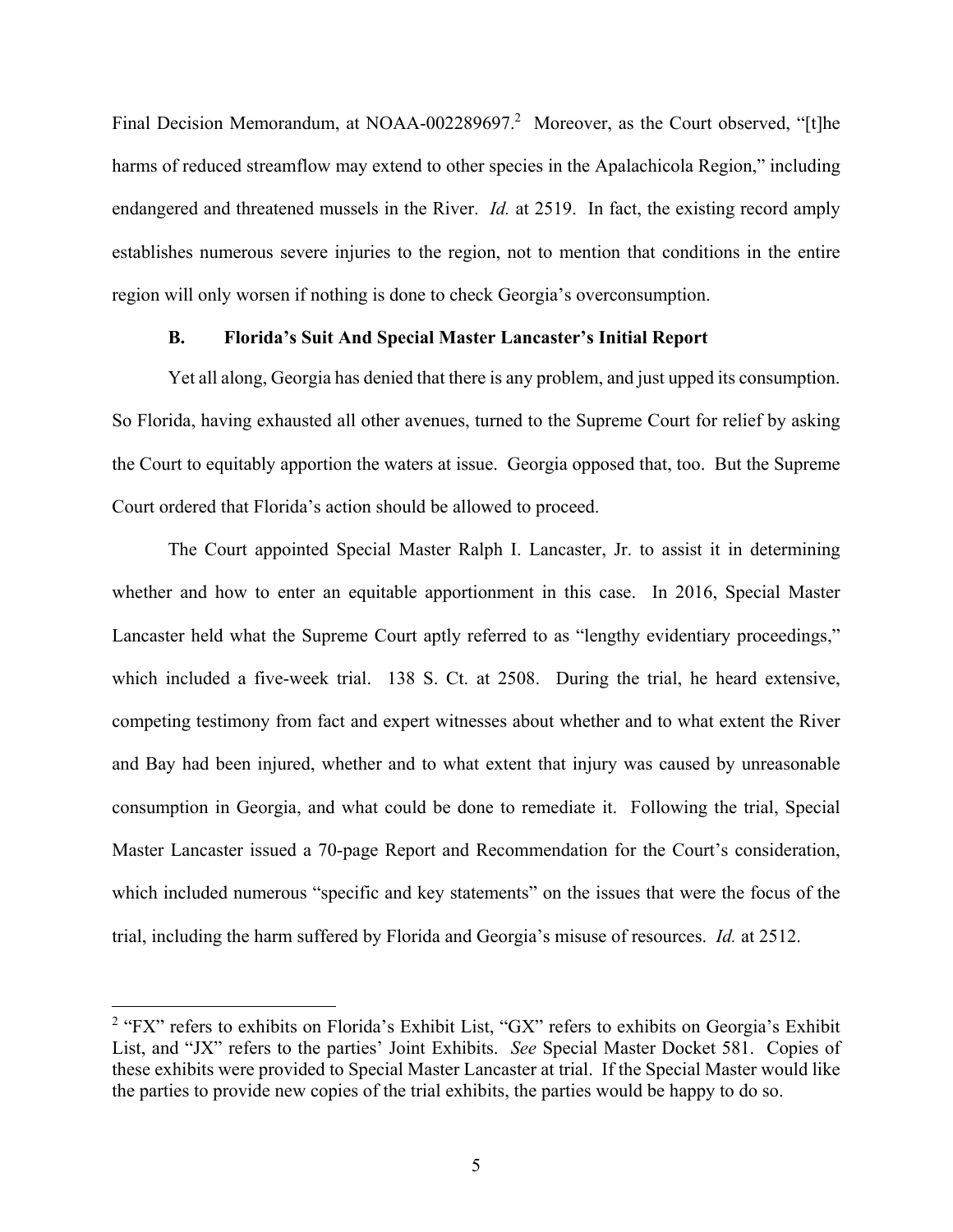Final Decision Memorandum, at NOAA-002289697.[2] Moreover, as the Court observed, "[t]he harms of reduced streamflow may extend to other species in the Apalachicola Region," including endangered and threatened mussels in the River. *Id.* at 2519. In fact, the existing record amply establishes numerous severe injuries to the region, not to mention that conditions in the entire region will only worsen if nothing is done to check Georgia's overconsumption.

### B. Florida's Suit And Special Master Lancaster's Initial Report

Yet all along, Georgia has denied that there is any problem, and just upped its consumption. So Florida, having exhausted all other avenues, turned to the Supreme Court for relief by asking the Court to equitably apportion the waters at issue. Georgia opposed that, too. But the Supreme Court ordered that Florida's action should be allowed to proceed.

The Court appointed Special Master Ralph I. Lancaster, Jr. to assist it in determining whether and how to enter an equitable apportionment in this case. In 2016, Special Master Lancaster held what the Supreme Court aptly referred to as "lengthy evidentiary proceedings," which included a five-week trial. 138 S. Ct. at 2508. During the trial, he heard extensive, competing testimony from fact and expert witnesses about whether and to what extent the River and Bay had been injured, whether and to what extent that injury was caused by unreasonable consumption in Georgia, and what could be done to remediate it. Following the trial, Special Master Lancaster issued a 70-page Report and Recommendation for the Court's consideration, which included numerous "specific and key statements" on the issues that were the focus of the trial, including the harm suffered by Florida and Georgia's misuse of resources. *Id.* at 2512.

---

[2] "FX" refers to exhibits on Florida's Exhibit List, "GX" refers to exhibits on Georgia's Exhibit List, and "JX" refers to the parties' Joint Exhibits. *See* Special Master Docket 581. Copies of these exhibits were provided to Special Master Lancaster at trial. If the Special Master would like the parties to provide new copies of the trial exhibits, the parties would be happy to do so.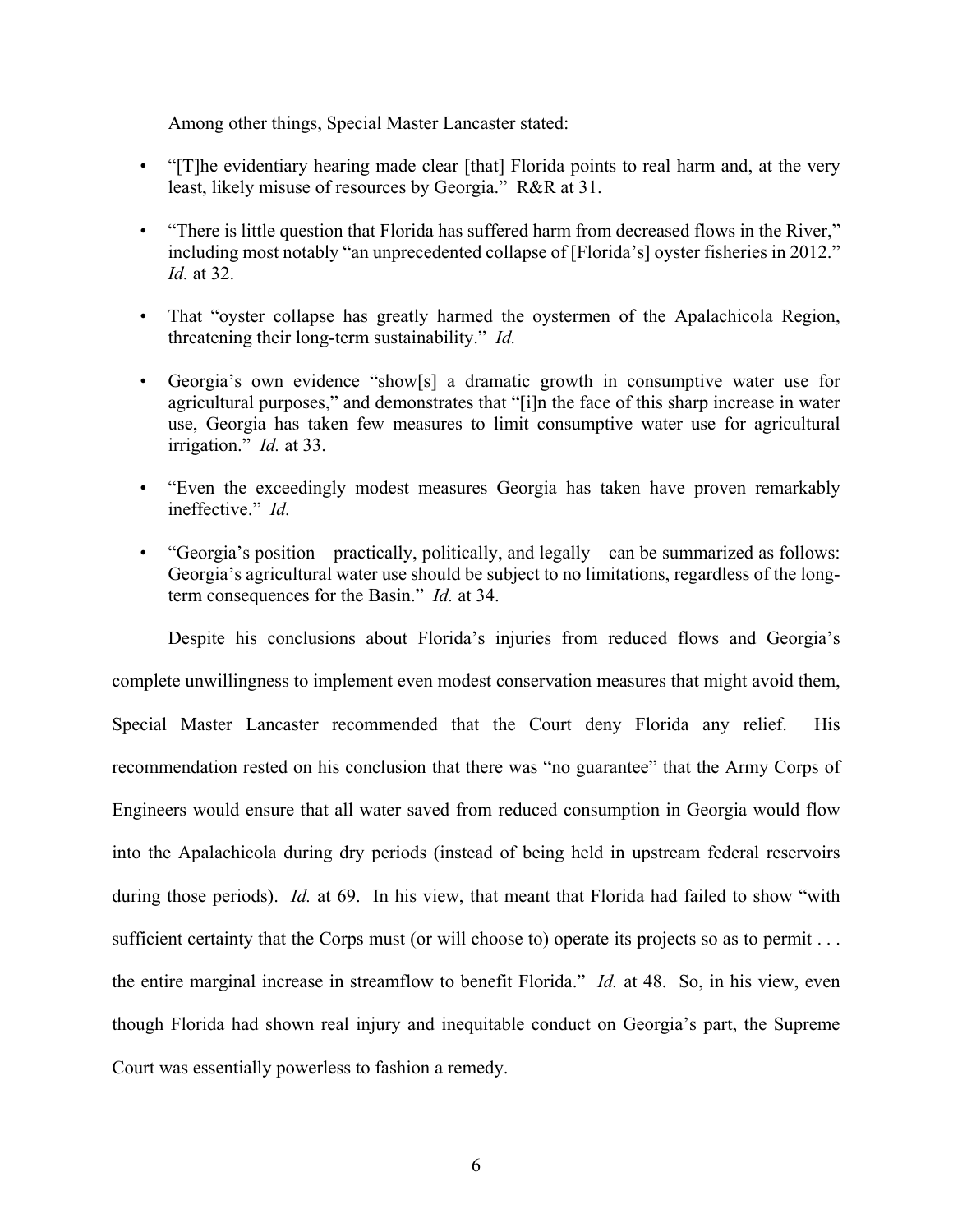Among other things, Special Master Lancaster stated:

- "[T]he evidentiary hearing made clear [that] Florida points to real harm and, at the very least, likely misuse of resources by Georgia." R&R at 31.
- "There is little question that Florida has suffered harm from decreased flows in the River," including most notably "an unprecedented collapse of [Florida's] oyster fisheries in 2012." *Id.* at 32.
- That "oyster collapse has greatly harmed the oystermen of the Apalachicola Region, threatening their long-term sustainability." *Id.*
- Georgia's own evidence "show[s] a dramatic growth in consumptive water use for agricultural purposes," and demonstrates that "[i]n the face of this sharp increase in water use, Georgia has taken few measures to limit consumptive water use for agricultural irrigation." *Id.* at 33.
- "Even the exceedingly modest measures Georgia has taken have proven remarkably ineffective." *Id.*
- "Georgia's position—practically, politically, and legally—can be summarized as follows: Georgia's agricultural water use should be subject to no limitations, regardless of the long-term consequences for the Basin." *Id.* at 34.

Despite his conclusions about Florida's injuries from reduced flows and Georgia's complete unwillingness to implement even modest conservation measures that might avoid them, Special Master Lancaster recommended that the Court deny Florida any relief. His recommendation rested on his conclusion that there was "no guarantee" that the Army Corps of Engineers would ensure that all water saved from reduced consumption in Georgia would flow into the Apalachicola during dry periods (instead of being held in upstream federal reservoirs during those periods). *Id.* at 69. In his view, that meant that Florida had failed to show "with sufficient certainty that the Corps must (or will choose to) operate its projects so as to permit . . . the entire marginal increase in streamflow to benefit Florida." *Id.* at 48. So, in his view, even though Florida had shown real injury and inequitable conduct on Georgia's part, the Supreme Court was essentially powerless to fashion a remedy.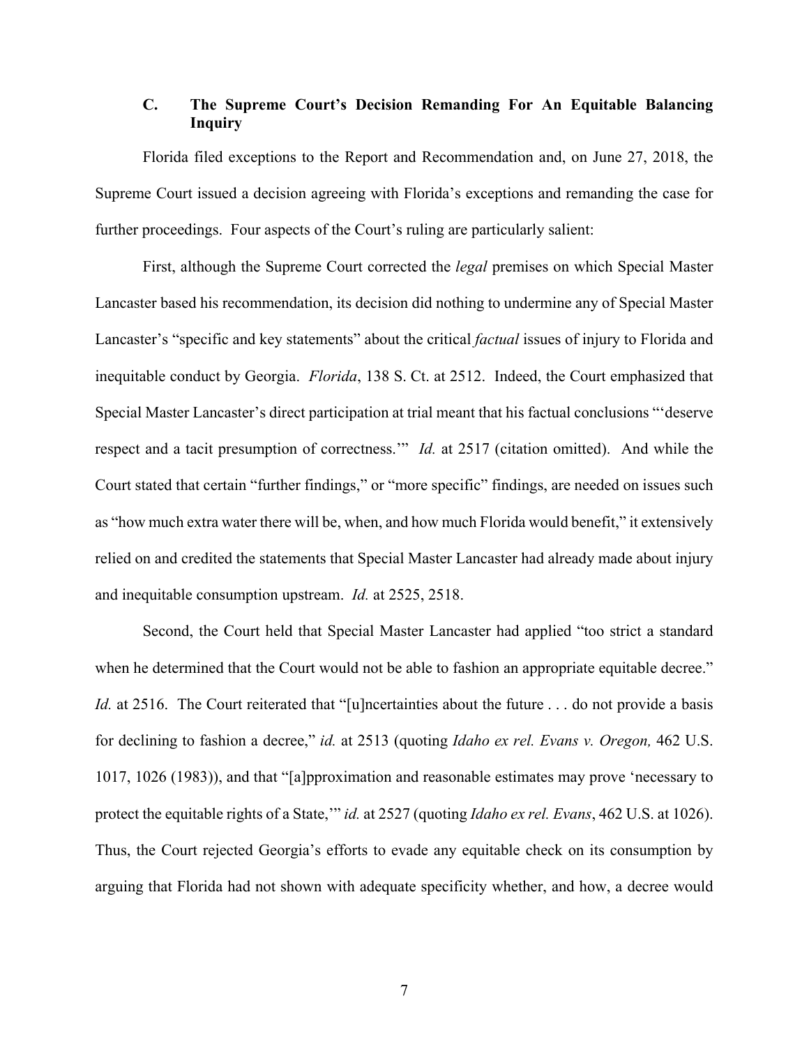### C. The Supreme Court's Decision Remanding For An Equitable Balancing Inquiry

Florida filed exceptions to the Report and Recommendation and, on June 27, 2018, the Supreme Court issued a decision agreeing with Florida's exceptions and remanding the case for further proceedings. Four aspects of the Court's ruling are particularly salient:

First, although the Supreme Court corrected the *legal* premises on which Special Master Lancaster based his recommendation, its decision did nothing to undermine any of Special Master Lancaster's "specific and key statements" about the critical *factual* issues of injury to Florida and inequitable conduct by Georgia. *Florida*, 138 S. Ct. at 2512. Indeed, the Court emphasized that Special Master Lancaster's direct participation at trial meant that his factual conclusions "'deserve respect and a tacit presumption of correctness.'" *Id.* at 2517 (citation omitted). And while the Court stated that certain "further findings," or "more specific" findings, are needed on issues such as "how much extra water there will be, when, and how much Florida would benefit," it extensively relied on and credited the statements that Special Master Lancaster had already made about injury and inequitable consumption upstream. *Id.* at 2525, 2518.

Second, the Court held that Special Master Lancaster had applied "too strict a standard when he determined that the Court would not be able to fashion an appropriate equitable decree." *Id.* at 2516. The Court reiterated that "[u]ncertainties about the future . . . do not provide a basis for declining to fashion a decree," *id.* at 2513 (quoting *Idaho ex rel. Evans v. Oregon,* 462 U.S. 1017, 1026 (1983)), and that "[a]pproximation and reasonable estimates may prove 'necessary to protect the equitable rights of a State,'" *id.* at 2527 (quoting *Idaho ex rel. Evans*, 462 U.S. at 1026). Thus, the Court rejected Georgia's efforts to evade any equitable check on its consumption by arguing that Florida had not shown with adequate specificity whether, and how, a decree would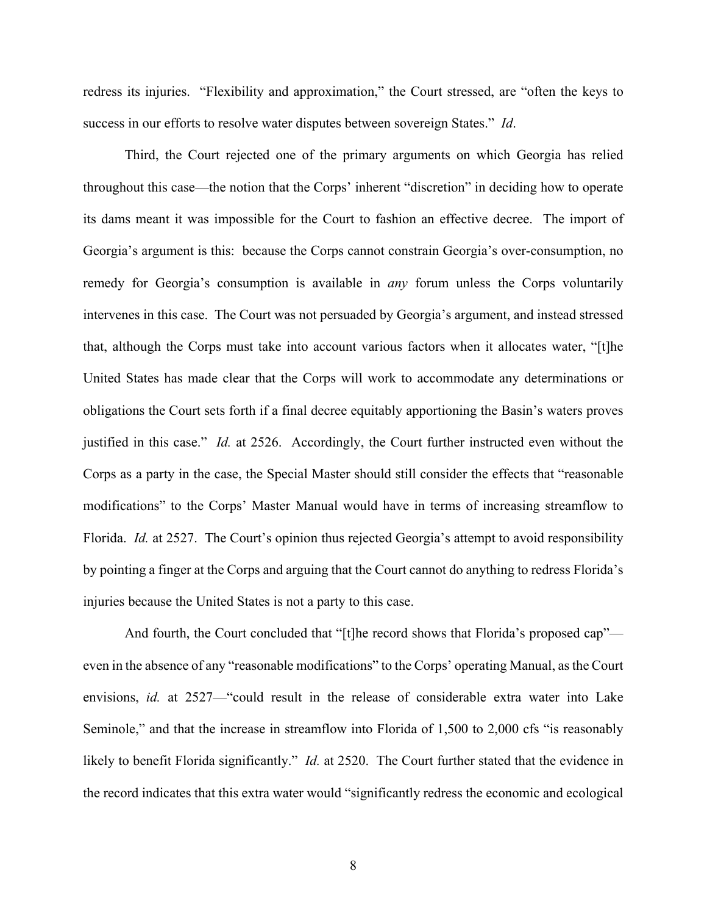redress its injuries. "Flexibility and approximation," the Court stressed, are "often the keys to success in our efforts to resolve water disputes between sovereign States." *Id*.

Third, the Court rejected one of the primary arguments on which Georgia has relied throughout this case—the notion that the Corps' inherent "discretion" in deciding how to operate its dams meant it was impossible for the Court to fashion an effective decree. The import of Georgia's argument is this: because the Corps cannot constrain Georgia's over-consumption, no remedy for Georgia's consumption is available in *any* forum unless the Corps voluntarily intervenes in this case. The Court was not persuaded by Georgia's argument, and instead stressed that, although the Corps must take into account various factors when it allocates water, "[t]he United States has made clear that the Corps will work to accommodate any determinations or obligations the Court sets forth if a final decree equitably apportioning the Basin's waters proves justified in this case." *Id.* at 2526. Accordingly, the Court further instructed even without the Corps as a party in the case, the Special Master should still consider the effects that "reasonable modifications" to the Corps' Master Manual would have in terms of increasing streamflow to Florida. *Id.* at 2527. The Court's opinion thus rejected Georgia's attempt to avoid responsibility by pointing a finger at the Corps and arguing that the Court cannot do anything to redress Florida's injuries because the United States is not a party to this case.

And fourth, the Court concluded that "[t]he record shows that Florida's proposed cap"—even in the absence of any "reasonable modifications" to the Corps' operating Manual, as the Court envisions, *id.* at 2527—"could result in the release of considerable extra water into Lake Seminole," and that the increase in streamflow into Florida of 1,500 to 2,000 cfs "is reasonably likely to benefit Florida significantly." *Id.* at 2520. The Court further stated that the evidence in the record indicates that this extra water would "significantly redress the economic and ecological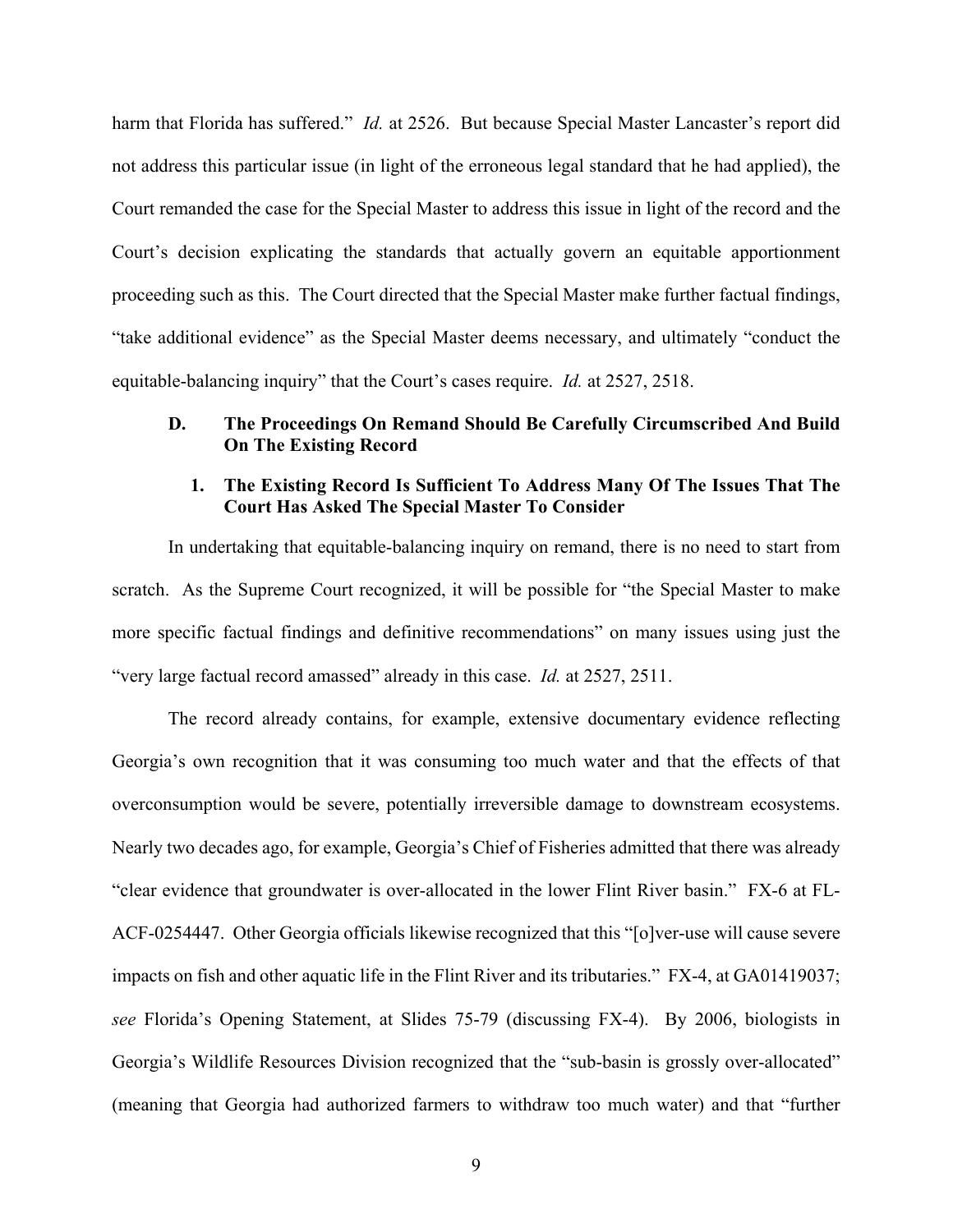harm that Florida has suffered." *Id.* at 2526. But because Special Master Lancaster's report did not address this particular issue (in light of the erroneous legal standard that he had applied), the Court remanded the case for the Special Master to address this issue in light of the record and the Court's decision explicating the standards that actually govern an equitable apportionment proceeding such as this. The Court directed that the Special Master make further factual findings, "take additional evidence" as the Special Master deems necessary, and ultimately "conduct the equitable-balancing inquiry" that the Court's cases require. *Id.* at 2527, 2518.

### D. The Proceedings On Remand Should Be Carefully Circumscribed And Build On The Existing Record

#### 1. The Existing Record Is Sufficient To Address Many Of The Issues That The Court Has Asked The Special Master To Consider

In undertaking that equitable-balancing inquiry on remand, there is no need to start from scratch. As the Supreme Court recognized, it will be possible for "the Special Master to make more specific factual findings and definitive recommendations" on many issues using just the "very large factual record amassed" already in this case. *Id.* at 2527, 2511.

The record already contains, for example, extensive documentary evidence reflecting Georgia's own recognition that it was consuming too much water and that the effects of that overconsumption would be severe, potentially irreversible damage to downstream ecosystems. Nearly two decades ago, for example, Georgia's Chief of Fisheries admitted that there was already "clear evidence that groundwater is over-allocated in the lower Flint River basin." FX-6 at FL-ACF-0254447. Other Georgia officials likewise recognized that this "[o]ver-use will cause severe impacts on fish and other aquatic life in the Flint River and its tributaries." FX-4, at GA01419037; *see* Florida's Opening Statement, at Slides 75-79 (discussing FX-4). By 2006, biologists in Georgia's Wildlife Resources Division recognized that the "sub-basin is grossly over-allocated" (meaning that Georgia had authorized farmers to withdraw too much water) and that "further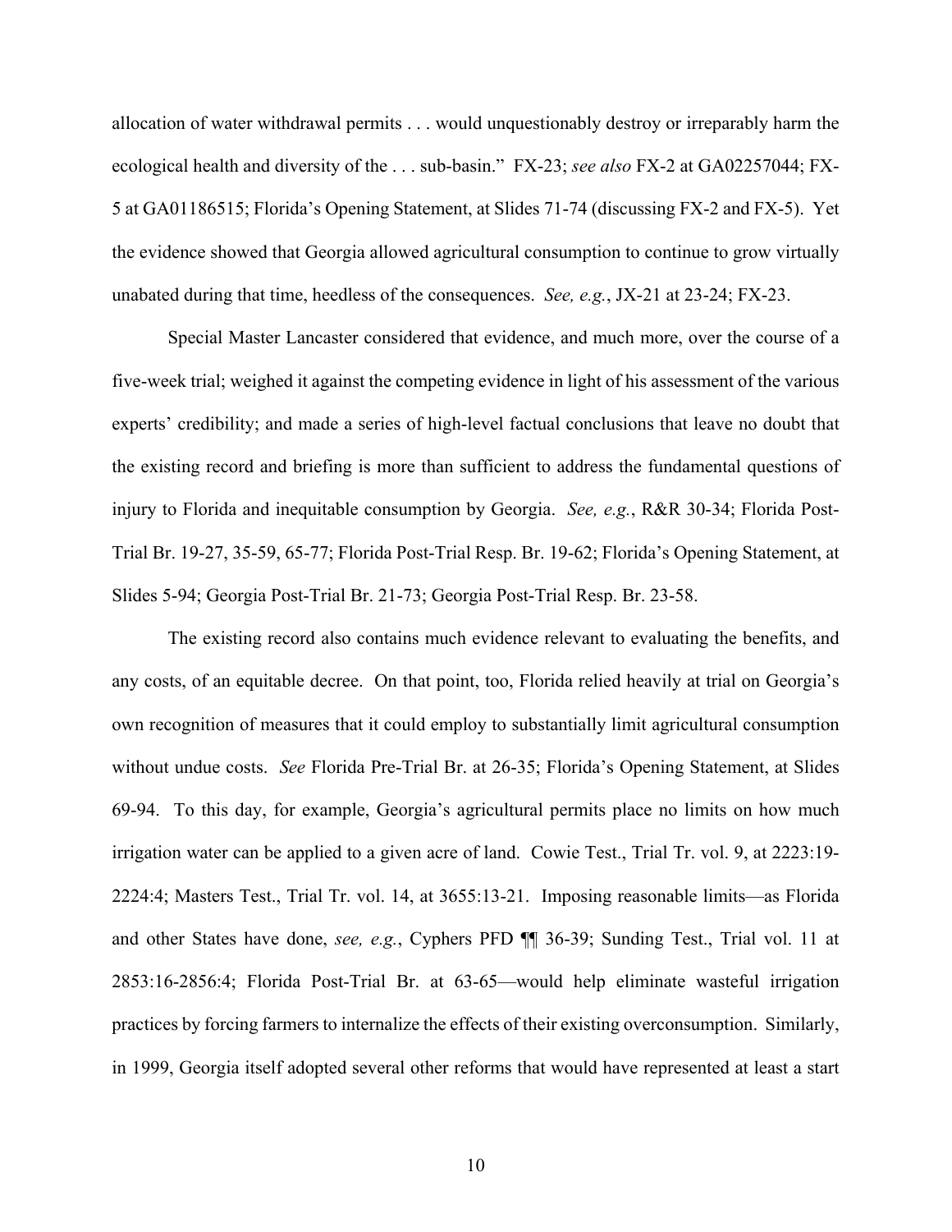allocation of water withdrawal permits . . . would unquestionably destroy or irreparably harm the ecological health and diversity of the . . . sub-basin." FX-23; *see also* FX-2 at GA02257044; FX-5 at GA01186515; Florida's Opening Statement, at Slides 71-74 (discussing FX-2 and FX-5). Yet the evidence showed that Georgia allowed agricultural consumption to continue to grow virtually unabated during that time, heedless of the consequences. *See, e.g.*, JX-21 at 23-24; FX-23.

Special Master Lancaster considered that evidence, and much more, over the course of a five-week trial; weighed it against the competing evidence in light of his assessment of the various experts' credibility; and made a series of high-level factual conclusions that leave no doubt that the existing record and briefing is more than sufficient to address the fundamental questions of injury to Florida and inequitable consumption by Georgia. *See, e.g.*, R&R 30-34; Florida Post-Trial Br. 19-27, 35-59, 65-77; Florida Post-Trial Resp. Br. 19-62; Florida's Opening Statement, at Slides 5-94; Georgia Post-Trial Br. 21-73; Georgia Post-Trial Resp. Br. 23-58.

The existing record also contains much evidence relevant to evaluating the benefits, and any costs, of an equitable decree. On that point, too, Florida relied heavily at trial on Georgia's own recognition of measures that it could employ to substantially limit agricultural consumption without undue costs. *See* Florida Pre-Trial Br. at 26-35; Florida's Opening Statement, at Slides 69-94. To this day, for example, Georgia's agricultural permits place no limits on how much irrigation water can be applied to a given acre of land. Cowie Test., Trial Tr. vol. 9, at 2223:19-2224:4; Masters Test., Trial Tr. vol. 14, at 3655:13-21. Imposing reasonable limits—as Florida and other States have done, *see, e.g.*, Cyphers PFD ¶¶ 36-39; Sunding Test., Trial vol. 11 at 2853:16-2856:4; Florida Post-Trial Br. at 63-65—would help eliminate wasteful irrigation practices by forcing farmers to internalize the effects of their existing overconsumption. Similarly, in 1999, Georgia itself adopted several other reforms that would have represented at least a start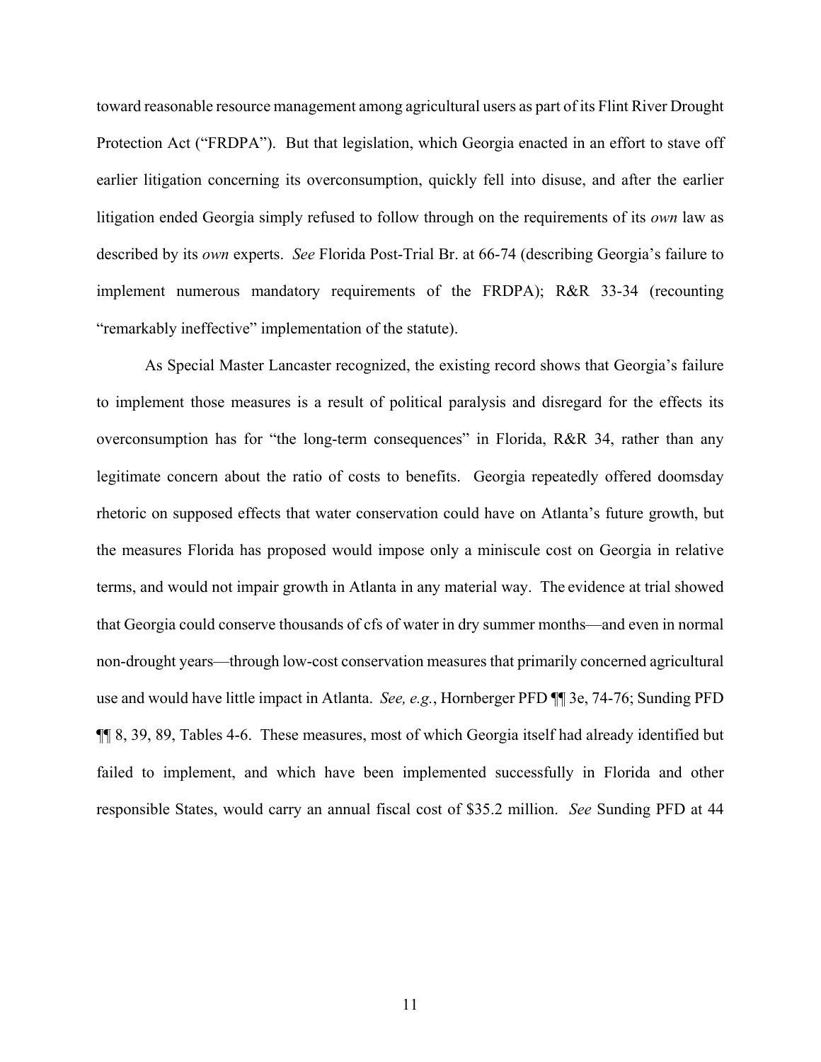toward reasonable resource management among agricultural users as part of its Flint River Drought Protection Act ("FRDPA"). But that legislation, which Georgia enacted in an effort to stave off earlier litigation concerning its overconsumption, quickly fell into disuse, and after the earlier litigation ended Georgia simply refused to follow through on the requirements of its *own* law as described by its *own* experts. *See* Florida Post-Trial Br. at 66-74 (describing Georgia's failure to implement numerous mandatory requirements of the FRDPA); R&R 33-34 (recounting "remarkably ineffective" implementation of the statute).

As Special Master Lancaster recognized, the existing record shows that Georgia's failure to implement those measures is a result of political paralysis and disregard for the effects its overconsumption has for "the long-term consequences" in Florida, R&R 34, rather than any legitimate concern about the ratio of costs to benefits. Georgia repeatedly offered doomsday rhetoric on supposed effects that water conservation could have on Atlanta's future growth, but the measures Florida has proposed would impose only a miniscule cost on Georgia in relative terms, and would not impair growth in Atlanta in any material way. The evidence at trial showed that Georgia could conserve thousands of cfs of water in dry summer months—and even in normal non-drought years—through low-cost conservation measures that primarily concerned agricultural use and would have little impact in Atlanta. *See, e.g.*, Hornberger PFD ¶¶ 3e, 74-76; Sunding PFD ¶¶ 8, 39, 89, Tables 4-6. These measures, most of which Georgia itself had already identified but failed to implement, and which have been implemented successfully in Florida and other responsible States, would carry an annual fiscal cost of $35.2 million. *See* Sunding PFD at 44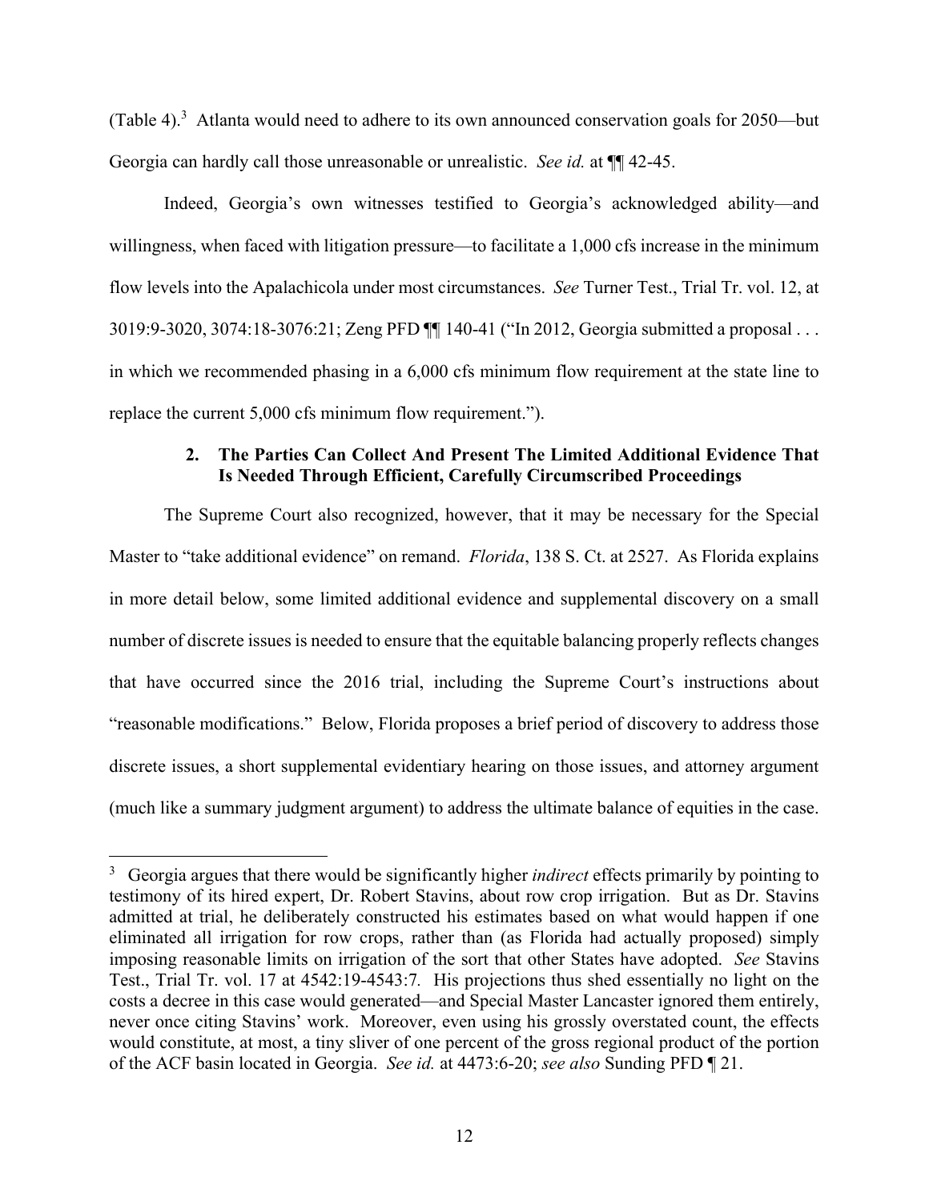(Table 4).[3] Atlanta would need to adhere to its own announced conservation goals for 2050—but Georgia can hardly call those unreasonable or unrealistic. *See id.* at ¶¶ 42-45.

Indeed, Georgia's own witnesses testified to Georgia's acknowledged ability—and willingness, when faced with litigation pressure—to facilitate a 1,000 cfs increase in the minimum flow levels into the Apalachicola under most circumstances. *See* Turner Test., Trial Tr. vol. 12, at 3019:9-3020, 3074:18-3076:21; Zeng PFD ¶¶ 140-41 ("In 2012, Georgia submitted a proposal . . . in which we recommended phasing in a 6,000 cfs minimum flow requirement at the state line to replace the current 5,000 cfs minimum flow requirement.").

### 2. The Parties Can Collect And Present The Limited Additional Evidence That Is Needed Through Efficient, Carefully Circumscribed Proceedings

The Supreme Court also recognized, however, that it may be necessary for the Special Master to "take additional evidence" on remand. *Florida*, 138 S. Ct. at 2527. As Florida explains in more detail below, some limited additional evidence and supplemental discovery on a small number of discrete issues is needed to ensure that the equitable balancing properly reflects changes that have occurred since the 2016 trial, including the Supreme Court's instructions about "reasonable modifications." Below, Florida proposes a brief period of discovery to address those discrete issues, a short supplemental evidentiary hearing on those issues, and attorney argument (much like a summary judgment argument) to address the ultimate balance of equities in the case.

---

[3] Georgia argues that there would be significantly higher *indirect* effects primarily by pointing to testimony of its hired expert, Dr. Robert Stavins, about row crop irrigation. But as Dr. Stavins admitted at trial, he deliberately constructed his estimates based on what would happen if one eliminated all irrigation for row crops, rather than (as Florida had actually proposed) simply imposing reasonable limits on irrigation of the sort that other States have adopted. *See* Stavins Test., Trial Tr. vol. 17 at 4542:19-4543:7. His projections thus shed essentially no light on the costs a decree in this case would generated—and Special Master Lancaster ignored them entirely, never once citing Stavins' work. Moreover, even using his grossly overstated count, the effects would constitute, at most, a tiny sliver of one percent of the gross regional product of the portion of the ACF basin located in Georgia. *See id.* at 4473:6-20; *see also* Sunding PFD ¶ 21.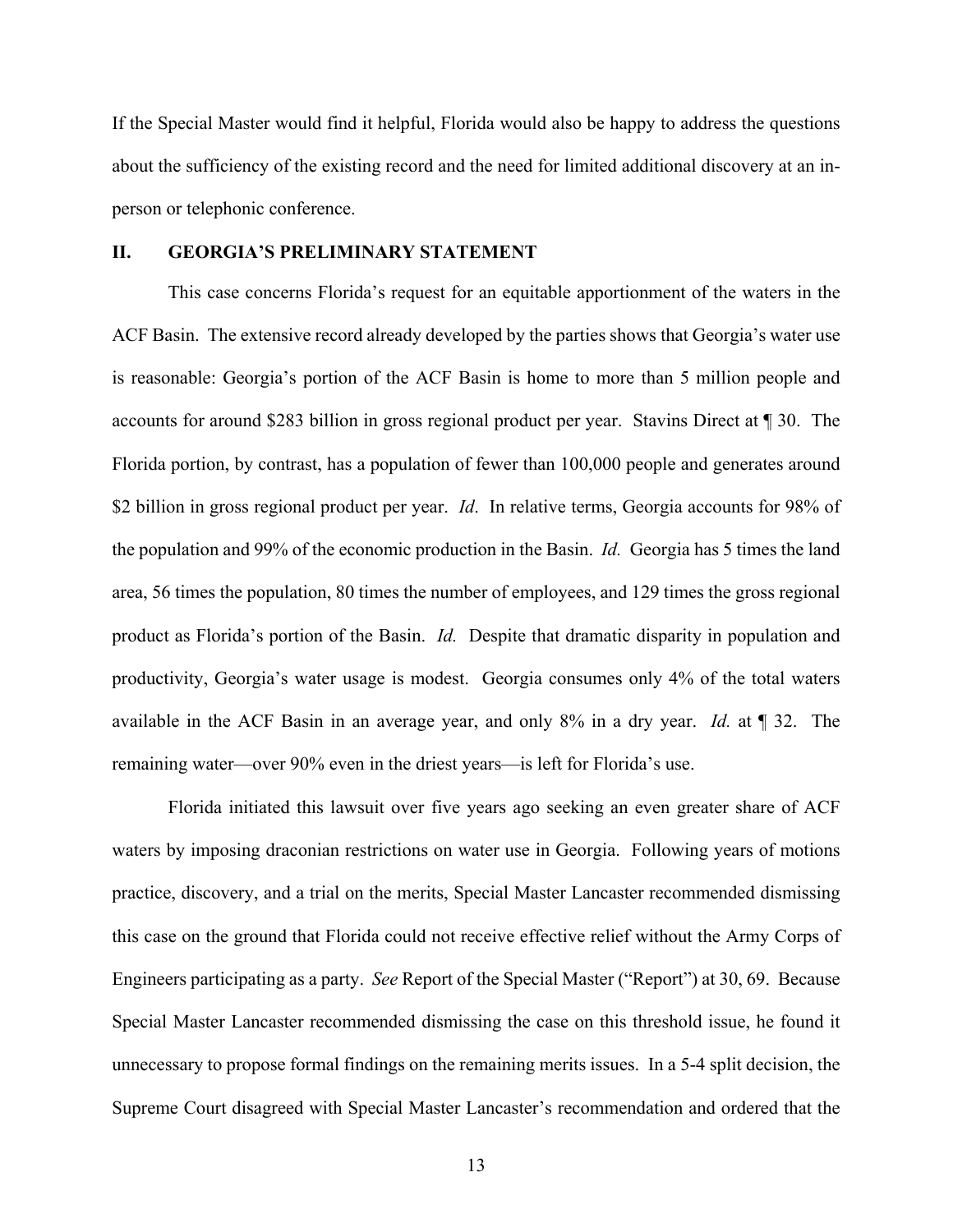If the Special Master would find it helpful, Florida would also be happy to address the questions about the sufficiency of the existing record and the need for limited additional discovery at an in-person or telephonic conference.

## II. GEORGIA'S PRELIMINARY STATEMENT

This case concerns Florida's request for an equitable apportionment of the waters in the ACF Basin. The extensive record already developed by the parties shows that Georgia's water use is reasonable: Georgia's portion of the ACF Basin is home to more than 5 million people and accounts for around $283 billion in gross regional product per year. Stavins Direct at ¶ 30. The Florida portion, by contrast, has a population of fewer than 100,000 people and generates around $2 billion in gross regional product per year. *Id*. In relative terms, Georgia accounts for 98% of the population and 99% of the economic production in the Basin. *Id.* Georgia has 5 times the land area, 56 times the population, 80 times the number of employees, and 129 times the gross regional product as Florida's portion of the Basin. *Id.* Despite that dramatic disparity in population and productivity, Georgia's water usage is modest. Georgia consumes only 4% of the total waters available in the ACF Basin in an average year, and only 8% in a dry year. *Id.* at ¶ 32. The remaining water—over 90% even in the driest years—is left for Florida's use.

Florida initiated this lawsuit over five years ago seeking an even greater share of ACF waters by imposing draconian restrictions on water use in Georgia. Following years of motions practice, discovery, and a trial on the merits, Special Master Lancaster recommended dismissing this case on the ground that Florida could not receive effective relief without the Army Corps of Engineers participating as a party. *See* Report of the Special Master ("Report") at 30, 69. Because Special Master Lancaster recommended dismissing the case on this threshold issue, he found it unnecessary to propose formal findings on the remaining merits issues. In a 5-4 split decision, the Supreme Court disagreed with Special Master Lancaster's recommendation and ordered that the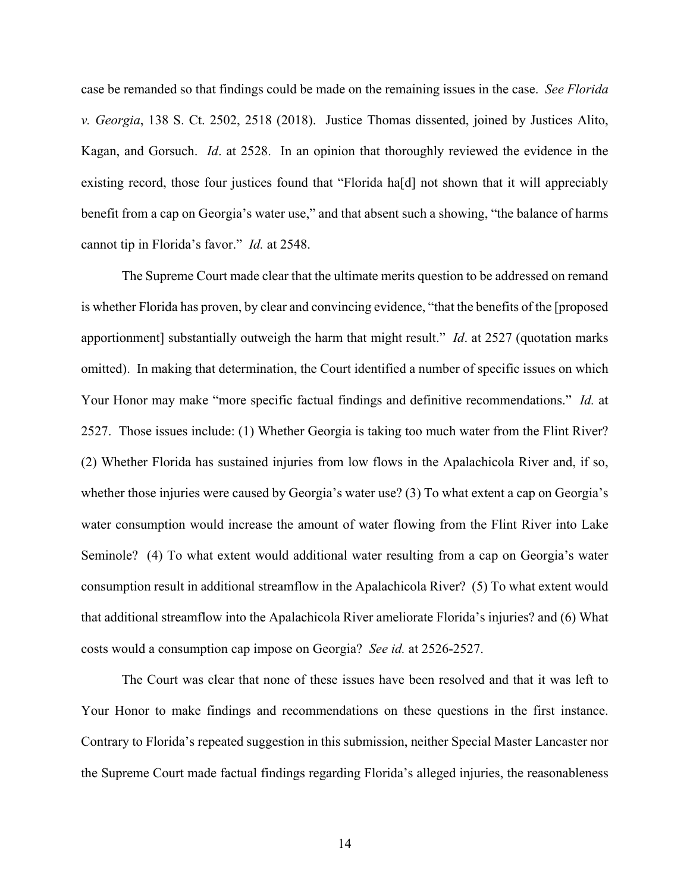case be remanded so that findings could be made on the remaining issues in the case. *See Florida v. Georgia*, 138 S. Ct. 2502, 2518 (2018). Justice Thomas dissented, joined by Justices Alito, Kagan, and Gorsuch. *Id*. at 2528. In an opinion that thoroughly reviewed the evidence in the existing record, those four justices found that "Florida ha[d] not shown that it will appreciably benefit from a cap on Georgia's water use," and that absent such a showing, "the balance of harms cannot tip in Florida's favor." *Id.* at 2548.

The Supreme Court made clear that the ultimate merits question to be addressed on remand is whether Florida has proven, by clear and convincing evidence, "that the benefits of the [proposed apportionment] substantially outweigh the harm that might result." *Id*. at 2527 (quotation marks omitted). In making that determination, the Court identified a number of specific issues on which Your Honor may make "more specific factual findings and definitive recommendations." *Id.* at 2527. Those issues include: (1) Whether Georgia is taking too much water from the Flint River? (2) Whether Florida has sustained injuries from low flows in the Apalachicola River and, if so, whether those injuries were caused by Georgia's water use? (3) To what extent a cap on Georgia's water consumption would increase the amount of water flowing from the Flint River into Lake Seminole? (4) To what extent would additional water resulting from a cap on Georgia's water consumption result in additional streamflow in the Apalachicola River? (5) To what extent would that additional streamflow into the Apalachicola River ameliorate Florida's injuries? and (6) What costs would a consumption cap impose on Georgia? *See id.* at 2526-2527.

The Court was clear that none of these issues have been resolved and that it was left to Your Honor to make findings and recommendations on these questions in the first instance. Contrary to Florida's repeated suggestion in this submission, neither Special Master Lancaster nor the Supreme Court made factual findings regarding Florida's alleged injuries, the reasonableness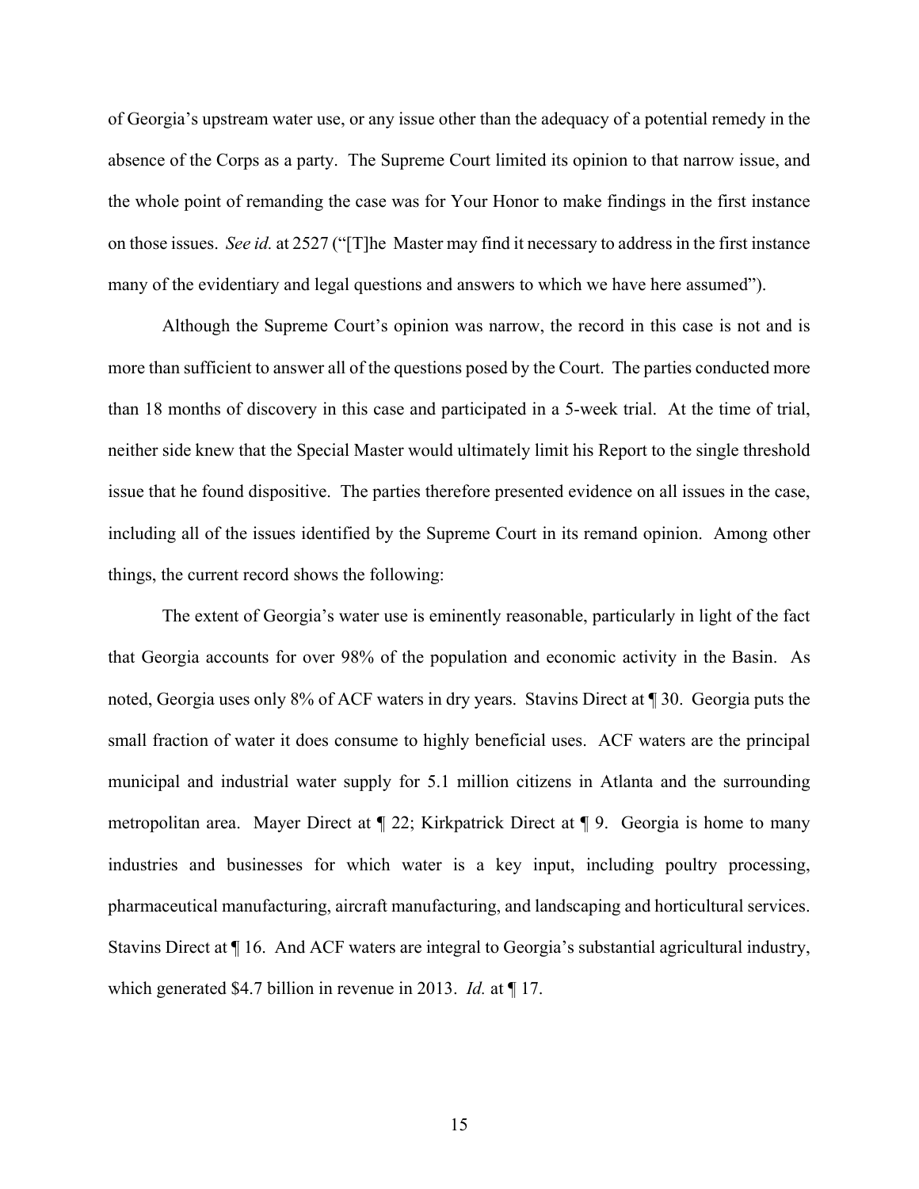of Georgia's upstream water use, or any issue other than the adequacy of a potential remedy in the absence of the Corps as a party. The Supreme Court limited its opinion to that narrow issue, and the whole point of remanding the case was for Your Honor to make findings in the first instance on those issues. *See id.* at 2527 ("[T]he Master may find it necessary to address in the first instance many of the evidentiary and legal questions and answers to which we have here assumed").

Although the Supreme Court's opinion was narrow, the record in this case is not and is more than sufficient to answer all of the questions posed by the Court. The parties conducted more than 18 months of discovery in this case and participated in a 5-week trial. At the time of trial, neither side knew that the Special Master would ultimately limit his Report to the single threshold issue that he found dispositive. The parties therefore presented evidence on all issues in the case, including all of the issues identified by the Supreme Court in its remand opinion. Among other things, the current record shows the following:

The extent of Georgia's water use is eminently reasonable, particularly in light of the fact that Georgia accounts for over 98% of the population and economic activity in the Basin. As noted, Georgia uses only 8% of ACF waters in dry years. Stavins Direct at ¶ 30. Georgia puts the small fraction of water it does consume to highly beneficial uses. ACF waters are the principal municipal and industrial water supply for 5.1 million citizens in Atlanta and the surrounding metropolitan area. Mayer Direct at ¶ 22; Kirkpatrick Direct at ¶ 9. Georgia is home to many industries and businesses for which water is a key input, including poultry processing, pharmaceutical manufacturing, aircraft manufacturing, and landscaping and horticultural services. Stavins Direct at ¶ 16. And ACF waters are integral to Georgia's substantial agricultural industry, which generated $4.7 billion in revenue in 2013. *Id.* at ¶ 17.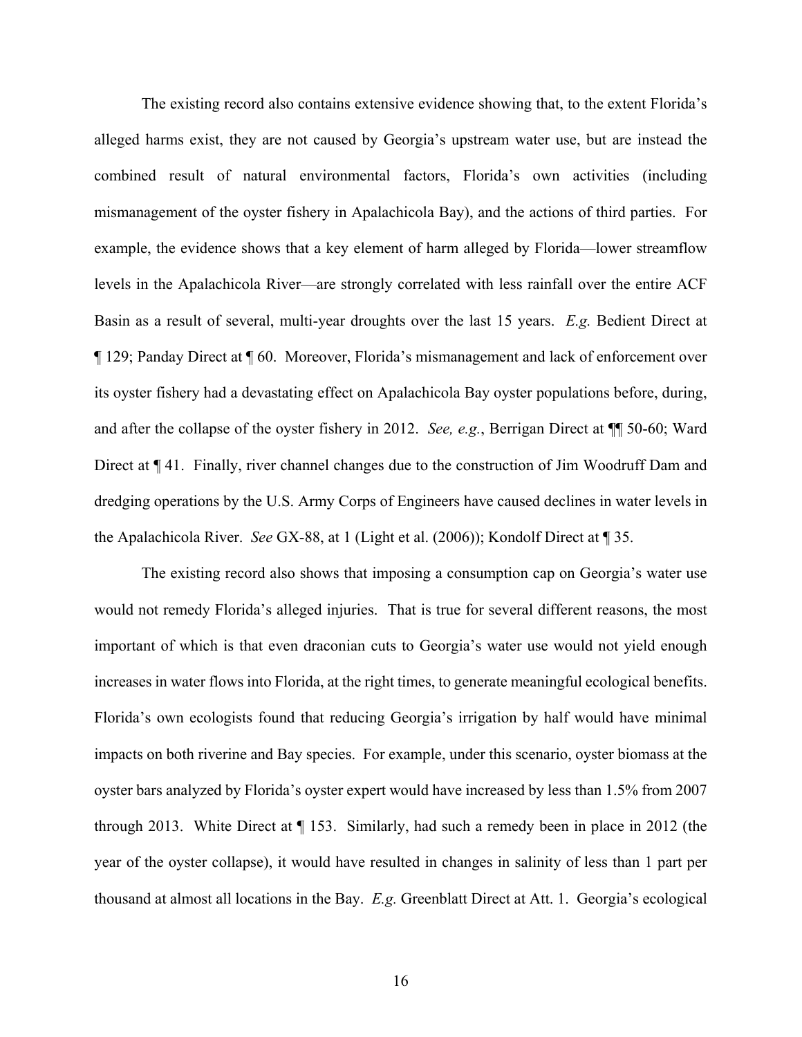The existing record also contains extensive evidence showing that, to the extent Florida's alleged harms exist, they are not caused by Georgia's upstream water use, but are instead the combined result of natural environmental factors, Florida's own activities (including mismanagement of the oyster fishery in Apalachicola Bay), and the actions of third parties. For example, the evidence shows that a key element of harm alleged by Florida—lower streamflow levels in the Apalachicola River—are strongly correlated with less rainfall over the entire ACF Basin as a result of several, multi-year droughts over the last 15 years. *E.g.* Bedient Direct at ¶ 129; Panday Direct at ¶ 60. Moreover, Florida's mismanagement and lack of enforcement over its oyster fishery had a devastating effect on Apalachicola Bay oyster populations before, during, and after the collapse of the oyster fishery in 2012. *See, e.g.*, Berrigan Direct at ¶¶ 50-60; Ward Direct at ¶ 41. Finally, river channel changes due to the construction of Jim Woodruff Dam and dredging operations by the U.S. Army Corps of Engineers have caused declines in water levels in the Apalachicola River. *See* GX-88, at 1 (Light et al. (2006)); Kondolf Direct at ¶ 35.

The existing record also shows that imposing a consumption cap on Georgia's water use would not remedy Florida's alleged injuries. That is true for several different reasons, the most important of which is that even draconian cuts to Georgia's water use would not yield enough increases in water flows into Florida, at the right times, to generate meaningful ecological benefits. Florida's own ecologists found that reducing Georgia's irrigation by half would have minimal impacts on both riverine and Bay species. For example, under this scenario, oyster biomass at the oyster bars analyzed by Florida's oyster expert would have increased by less than 1.5% from 2007 through 2013. White Direct at ¶ 153. Similarly, had such a remedy been in place in 2012 (the year of the oyster collapse), it would have resulted in changes in salinity of less than 1 part per thousand at almost all locations in the Bay. *E.g.* Greenblatt Direct at Att. 1. Georgia's ecological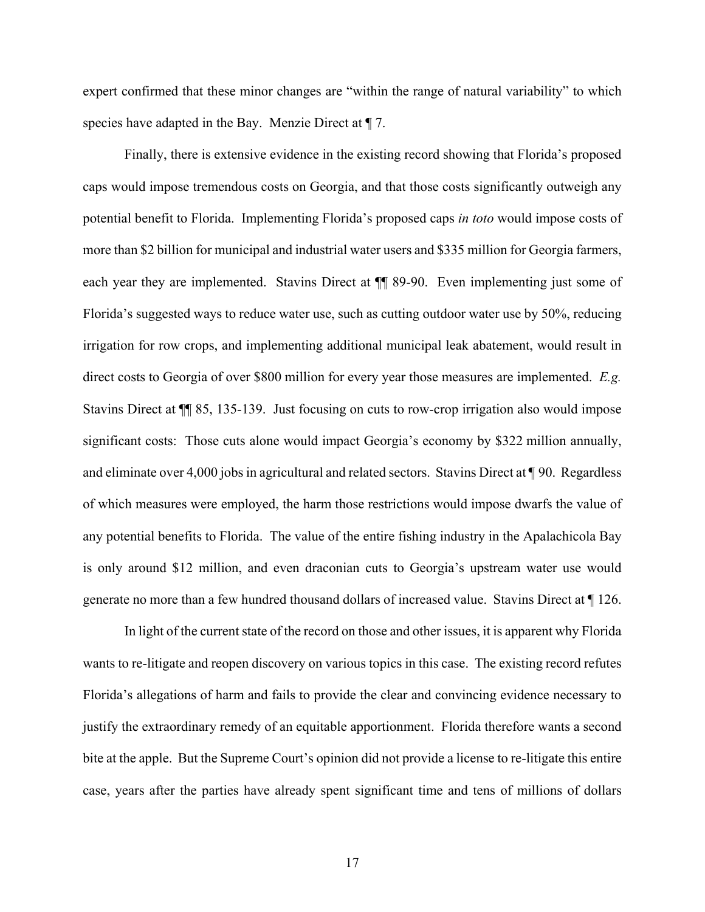expert confirmed that these minor changes are "within the range of natural variability" to which species have adapted in the Bay. Menzie Direct at ¶ 7.

Finally, there is extensive evidence in the existing record showing that Florida's proposed caps would impose tremendous costs on Georgia, and that those costs significantly outweigh any potential benefit to Florida. Implementing Florida's proposed caps *in toto* would impose costs of more than $2 billion for municipal and industrial water users and $335 million for Georgia farmers, each year they are implemented. Stavins Direct at ¶¶ 89-90. Even implementing just some of Florida's suggested ways to reduce water use, such as cutting outdoor water use by 50%, reducing irrigation for row crops, and implementing additional municipal leak abatement, would result in direct costs to Georgia of over $800 million for every year those measures are implemented. *E.g.* Stavins Direct at ¶¶ 85, 135-139. Just focusing on cuts to row-crop irrigation also would impose significant costs: Those cuts alone would impact Georgia's economy by $322 million annually, and eliminate over 4,000 jobs in agricultural and related sectors. Stavins Direct at ¶ 90. Regardless of which measures were employed, the harm those restrictions would impose dwarfs the value of any potential benefits to Florida. The value of the entire fishing industry in the Apalachicola Bay is only around $12 million, and even draconian cuts to Georgia's upstream water use would generate no more than a few hundred thousand dollars of increased value. Stavins Direct at ¶ 126.

In light of the current state of the record on those and other issues, it is apparent why Florida wants to re-litigate and reopen discovery on various topics in this case. The existing record refutes Florida's allegations of harm and fails to provide the clear and convincing evidence necessary to justify the extraordinary remedy of an equitable apportionment. Florida therefore wants a second bite at the apple. But the Supreme Court's opinion did not provide a license to re-litigate this entire case, years after the parties have already spent significant time and tens of millions of dollars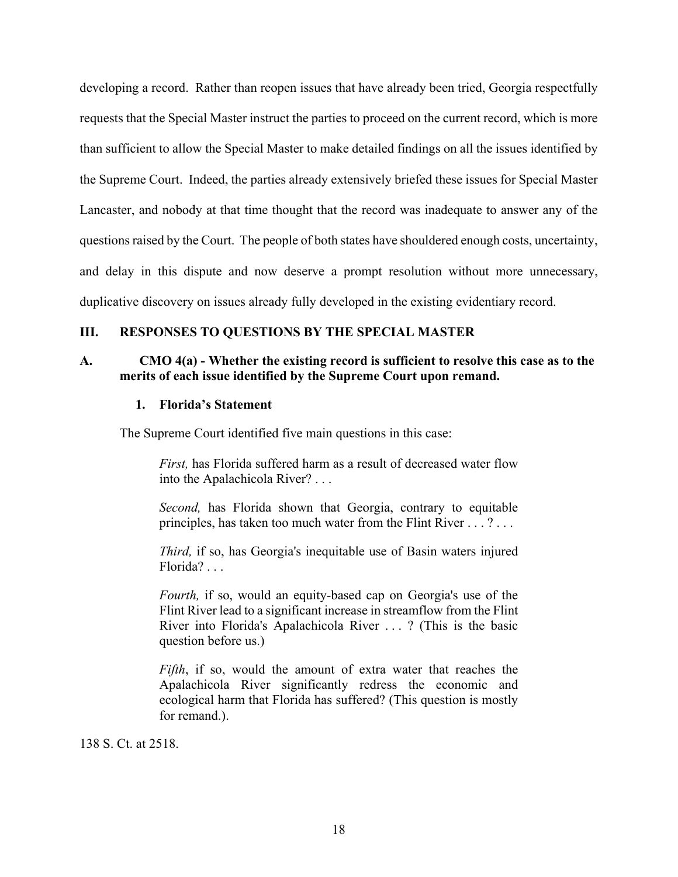developing a record. Rather than reopen issues that have already been tried, Georgia respectfully requests that the Special Master instruct the parties to proceed on the current record, which is more than sufficient to allow the Special Master to make detailed findings on all the issues identified by the Supreme Court. Indeed, the parties already extensively briefed these issues for Special Master Lancaster, and nobody at that time thought that the record was inadequate to answer any of the questions raised by the Court. The people of both states have shouldered enough costs, uncertainty, and delay in this dispute and now deserve a prompt resolution without more unnecessary, duplicative discovery on issues already fully developed in the existing evidentiary record.

## III. RESPONSES TO QUESTIONS BY THE SPECIAL MASTER

### A. CMO 4(a) - Whether the existing record is sufficient to resolve this case as to the merits of each issue identified by the Supreme Court upon remand.

#### 1. Florida's Statement

The Supreme Court identified five main questions in this case:

> *First,* has Florida suffered harm as a result of decreased water flow into the Apalachicola River? . . .
>
> *Second,* has Florida shown that Georgia, contrary to equitable principles, has taken too much water from the Flint River . . . ? . . .
>
> *Third,* if so, has Georgia's inequitable use of Basin waters injured Florida? . . .
>
> *Fourth,* if so, would an equity-based cap on Georgia's use of the Flint River lead to a significant increase in streamflow from the Flint River into Florida's Apalachicola River . . . ? (This is the basic question before us.)
>
> *Fifth*, if so, would the amount of extra water that reaches the Apalachicola River significantly redress the economic and ecological harm that Florida has suffered? (This question is mostly for remand.).

138 S. Ct. at 2518.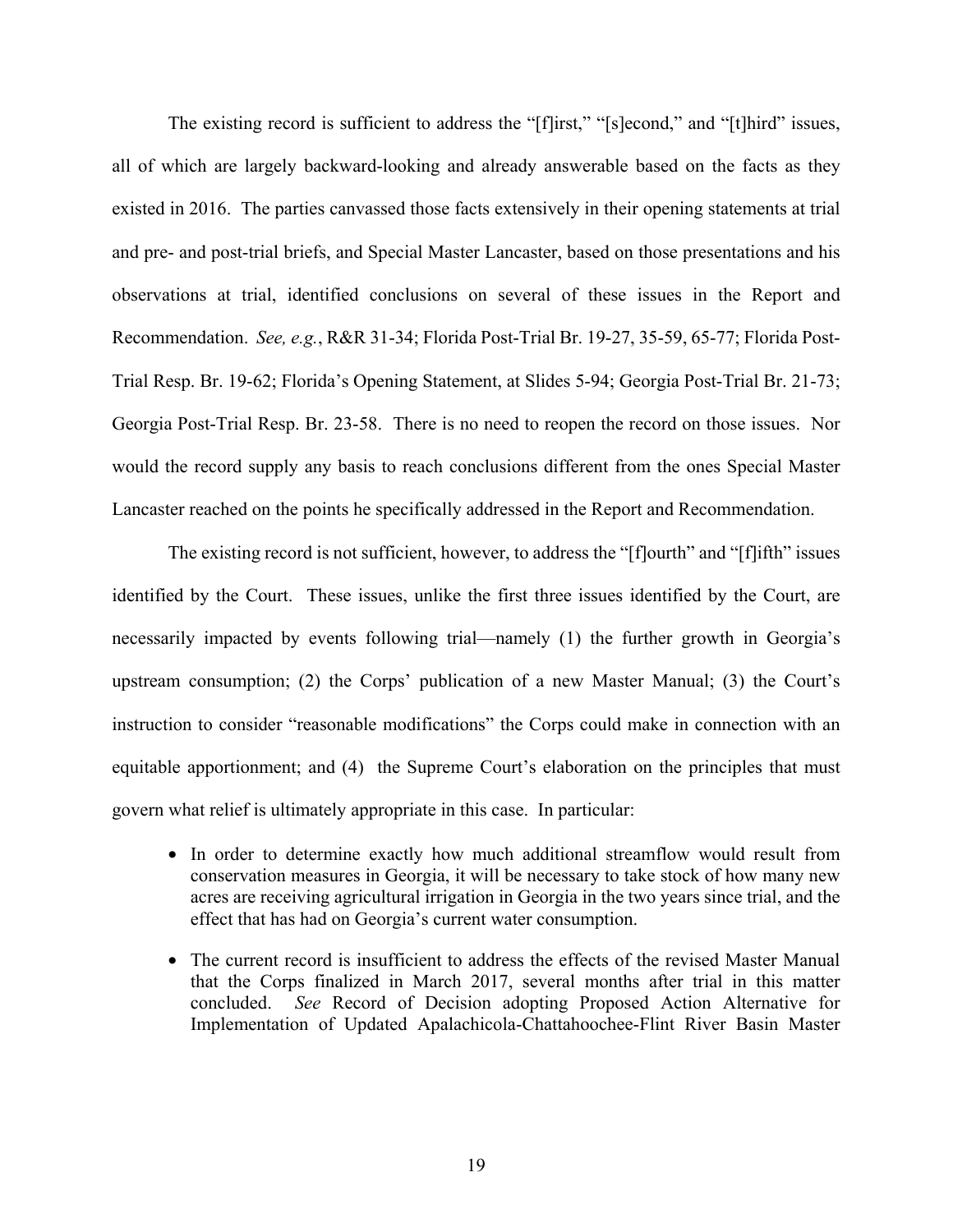The existing record is sufficient to address the "[f]irst," "[s]econd," and "[t]hird" issues, all of which are largely backward-looking and already answerable based on the facts as they existed in 2016. The parties canvassed those facts extensively in their opening statements at trial and pre- and post-trial briefs, and Special Master Lancaster, based on those presentations and his observations at trial, identified conclusions on several of these issues in the Report and Recommendation. *See, e.g.*, R&R 31-34; Florida Post-Trial Br. 19-27, 35-59, 65-77; Florida Post-Trial Resp. Br. 19-62; Florida's Opening Statement, at Slides 5-94; Georgia Post-Trial Br. 21-73; Georgia Post-Trial Resp. Br. 23-58. There is no need to reopen the record on those issues. Nor would the record supply any basis to reach conclusions different from the ones Special Master Lancaster reached on the points he specifically addressed in the Report and Recommendation.

The existing record is not sufficient, however, to address the "[f]ourth" and "[f]ifth" issues identified by the Court. These issues, unlike the first three issues identified by the Court, are necessarily impacted by events following trial—namely (1) the further growth in Georgia's upstream consumption; (2) the Corps' publication of a new Master Manual; (3) the Court's instruction to consider "reasonable modifications" the Corps could make in connection with an equitable apportionment; and (4) the Supreme Court's elaboration on the principles that must govern what relief is ultimately appropriate in this case. In particular:

- In order to determine exactly how much additional streamflow would result from conservation measures in Georgia, it will be necessary to take stock of how many new acres are receiving agricultural irrigation in Georgia in the two years since trial, and the effect that has had on Georgia's current water consumption.
- The current record is insufficient to address the effects of the revised Master Manual that the Corps finalized in March 2017, several months after trial in this matter concluded. *See* Record of Decision adopting Proposed Action Alternative for Implementation of Updated Apalachicola-Chattahoochee-Flint River Basin Master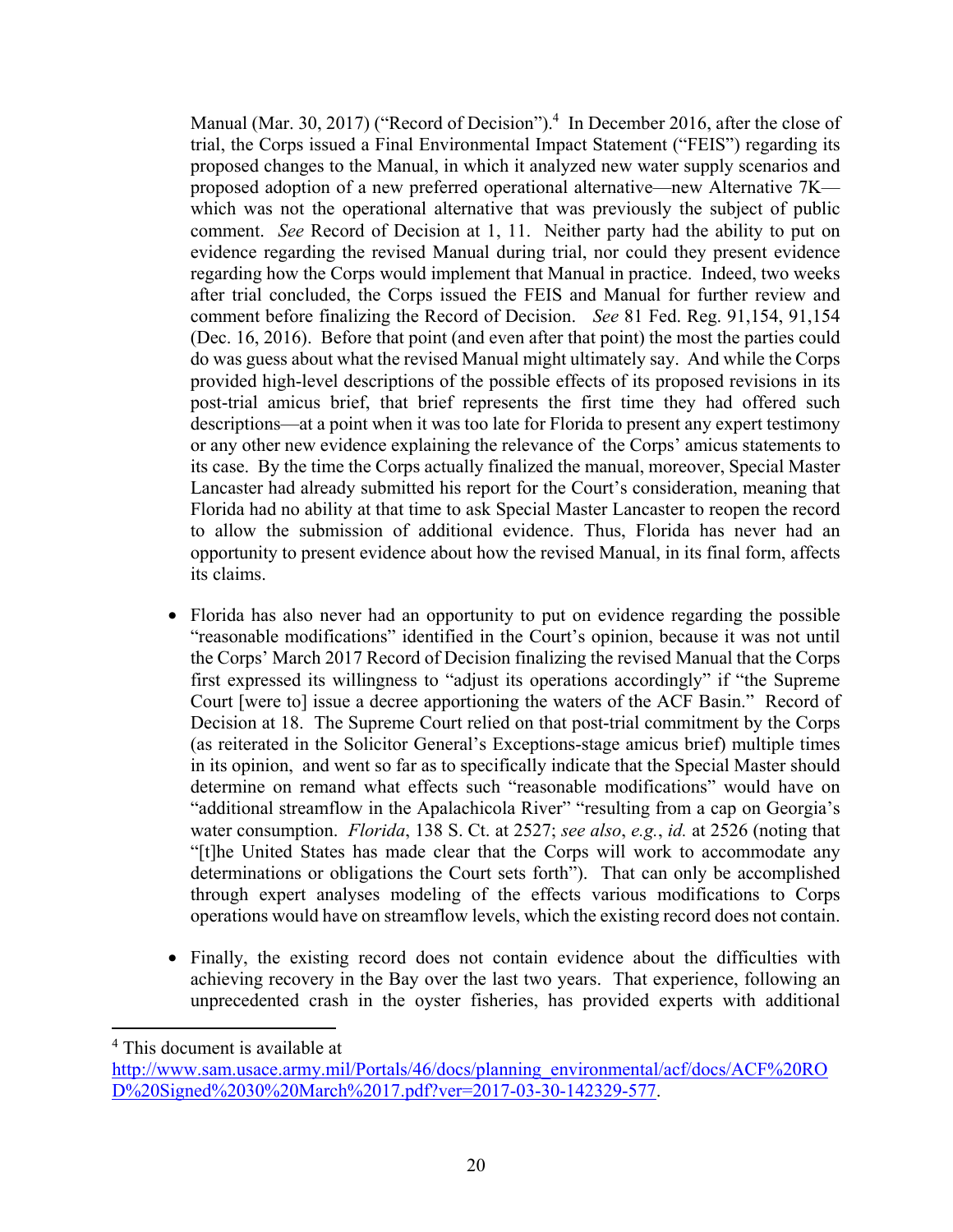Manual (Mar. 30, 2017) ("Record of Decision").[4] In December 2016, after the close of trial, the Corps issued a Final Environmental Impact Statement ("FEIS") regarding its proposed changes to the Manual, in which it analyzed new water supply scenarios and proposed adoption of a new preferred operational alternative—new Alternative 7K—which was not the operational alternative that was previously the subject of public comment. *See* Record of Decision at 1, 11. Neither party had the ability to put on evidence regarding the revised Manual during trial, nor could they present evidence regarding how the Corps would implement that Manual in practice. Indeed, two weeks after trial concluded, the Corps issued the FEIS and Manual for further review and comment before finalizing the Record of Decision. *See* 81 Fed. Reg. 91,154, 91,154 (Dec. 16, 2016). Before that point (and even after that point) the most the parties could do was guess about what the revised Manual might ultimately say. And while the Corps provided high-level descriptions of the possible effects of its proposed revisions in its post-trial amicus brief, that brief represents the first time they had offered such descriptions—at a point when it was too late for Florida to present any expert testimony or any other new evidence explaining the relevance of the Corps' amicus statements to its case. By the time the Corps actually finalized the manual, moreover, Special Master Lancaster had already submitted his report for the Court's consideration, meaning that Florida had no ability at that time to ask Special Master Lancaster to reopen the record to allow the submission of additional evidence. Thus, Florida has never had an opportunity to present evidence about how the revised Manual, in its final form, affects its claims.

- Florida has also never had an opportunity to put on evidence regarding the possible "reasonable modifications" identified in the Court's opinion, because it was not until the Corps' March 2017 Record of Decision finalizing the revised Manual that the Corps first expressed its willingness to "adjust its operations accordingly" if "the Supreme Court [were to] issue a decree apportioning the waters of the ACF Basin." Record of Decision at 18. The Supreme Court relied on that post-trial commitment by the Corps (as reiterated in the Solicitor General's Exceptions-stage amicus brief) multiple times in its opinion, and went so far as to specifically indicate that the Special Master should determine on remand what effects such "reasonable modifications" would have on "additional streamflow in the Apalachicola River" "resulting from a cap on Georgia's water consumption. *Florida*, 138 S. Ct. at 2527; *see also*, *e.g.*, *id.* at 2526 (noting that "[t]he United States has made clear that the Corps will work to accommodate any determinations or obligations the Court sets forth"). That can only be accomplished through expert analyses modeling of the effects various modifications to Corps operations would have on streamflow levels, which the existing record does not contain.

- Finally, the existing record does not contain evidence about the difficulties with achieving recovery in the Bay over the last two years. That experience, following an unprecedented crash in the oyster fisheries, has provided experts with additional

---

[4] This document is available at http://www.sam.usace.army.mil/Portals/46/docs/planning_environmental/acf/docs/ACF%20ROD%20Signed%2030%20March%2017.pdf?ver=2017-03-30-142329-577.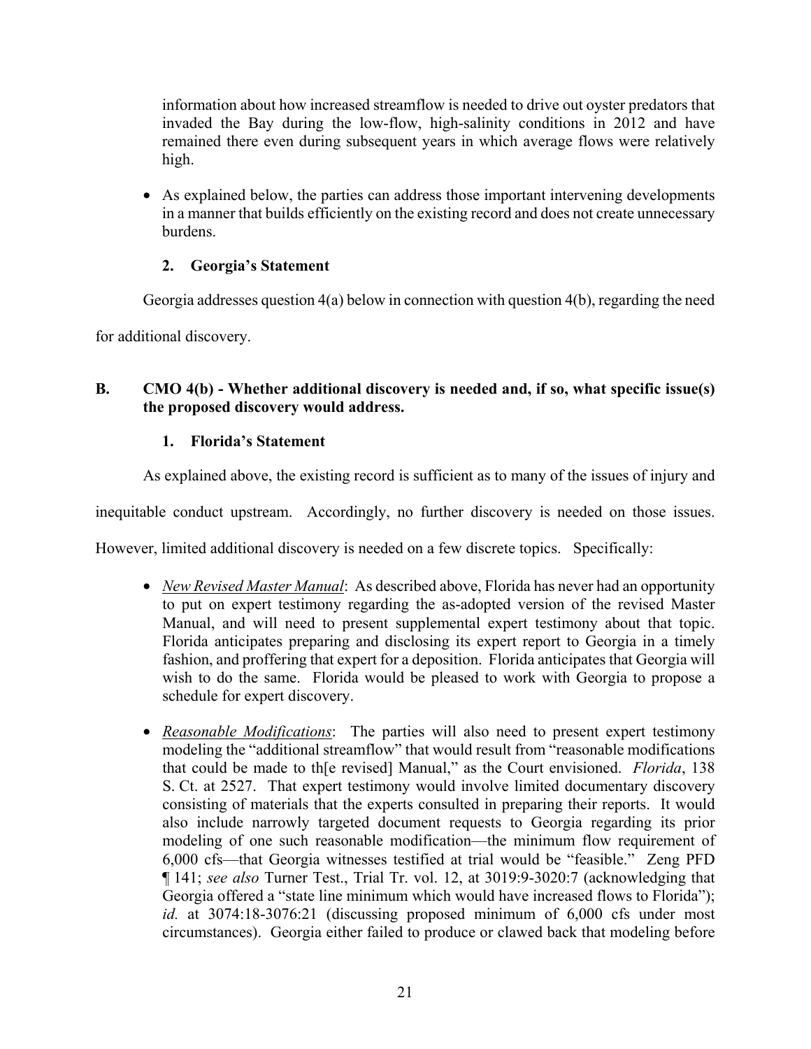information about how increased streamflow is needed to drive out oyster predators that invaded the Bay during the low-flow, high-salinity conditions in 2012 and have remained there even during subsequent years in which average flows were relatively high.

- As explained below, the parties can address those important intervening developments in a manner that builds efficiently on the existing record and does not create unnecessary burdens.

### 2. Georgia's Statement

Georgia addresses question 4(a) below in connection with question 4(b), regarding the need for additional discovery.

## B. CMO 4(b) - Whether additional discovery is needed and, if so, what specific issue(s) the proposed discovery would address.

### 1. Florida's Statement

As explained above, the existing record is sufficient as to many of the issues of injury and inequitable conduct upstream. Accordingly, no further discovery is needed on those issues. However, limited additional discovery is needed on a few discrete topics. Specifically:

- *New Revised Master Manual*: As described above, Florida has never had an opportunity to put on expert testimony regarding the as-adopted version of the revised Master Manual, and will need to present supplemental expert testimony about that topic. Florida anticipates preparing and disclosing its expert report to Georgia in a timely fashion, and proffering that expert for a deposition. Florida anticipates that Georgia will wish to do the same. Florida would be pleased to work with Georgia to propose a schedule for expert discovery.

- *Reasonable Modifications*: The parties will also need to present expert testimony modeling the "additional streamflow" that would result from "reasonable modifications that could be made to th[e revised] Manual," as the Court envisioned. *Florida*, 138 S. Ct. at 2527. That expert testimony would involve limited documentary discovery consisting of materials that the experts consulted in preparing their reports. It would also include narrowly targeted document requests to Georgia regarding its prior modeling of one such reasonable modification—the minimum flow requirement of 6,000 cfs—that Georgia witnesses testified at trial would be "feasible." Zeng PFD ¶ 141; *see also* Turner Test., Trial Tr. vol. 12, at 3019:9-3020:7 (acknowledging that Georgia offered a "state line minimum which would have increased flows to Florida"); *id.* at 3074:18-3076:21 (discussing proposed minimum of 6,000 cfs under most circumstances). Georgia either failed to produce or clawed back that modeling before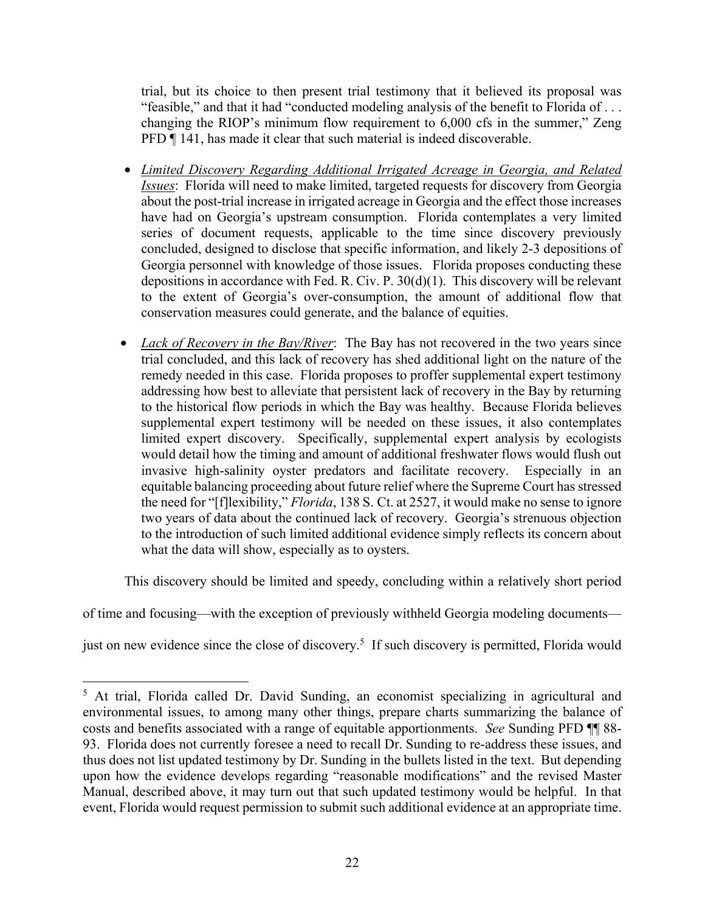trial, but its choice to then present trial testimony that it believed its proposal was "feasible," and that it had "conducted modeling analysis of the benefit to Florida of . . . changing the RIOP's minimum flow requirement to 6,000 cfs in the summer," Zeng PFD ¶ 141, has made it clear that such material is indeed discoverable.

- *Limited Discovery Regarding Additional Irrigated Acreage in Georgia, and Related Issues*: Florida will need to make limited, targeted requests for discovery from Georgia about the post-trial increase in irrigated acreage in Georgia and the effect those increases have had on Georgia's upstream consumption. Florida contemplates a very limited series of document requests, applicable to the time since discovery previously concluded, designed to disclose that specific information, and likely 2-3 depositions of Georgia personnel with knowledge of those issues. Florida proposes conducting these depositions in accordance with Fed. R. Civ. P. 30(d)(1). This discovery will be relevant to the extent of Georgia's over-consumption, the amount of additional flow that conservation measures could generate, and the balance of equities.

- *Lack of Recovery in the Bay/River*: The Bay has not recovered in the two years since trial concluded, and this lack of recovery has shed additional light on the nature of the remedy needed in this case. Florida proposes to proffer supplemental expert testimony addressing how best to alleviate that persistent lack of recovery in the Bay by returning to the historical flow periods in which the Bay was healthy. Because Florida believes supplemental expert testimony will be needed on these issues, it also contemplates limited expert discovery. Specifically, supplemental expert analysis by ecologists would detail how the timing and amount of additional freshwater flows would flush out invasive high-salinity oyster predators and facilitate recovery. Especially in an equitable balancing proceeding about future relief where the Supreme Court has stressed the need for "[f]lexibility," *Florida*, 138 S. Ct. at 2527, it would make no sense to ignore two years of data about the continued lack of recovery. Georgia's strenuous objection to the introduction of such limited additional evidence simply reflects its concern about what the data will show, especially as to oysters.

This discovery should be limited and speedy, concluding within a relatively short period of time and focusing—with the exception of previously withheld Georgia modeling documents—just on new evidence since the close of discovery.[5] If such discovery is permitted, Florida would

[5] At trial, Florida called Dr. David Sunding, an economist specializing in agricultural and environmental issues, to among many other things, prepare charts summarizing the balance of costs and benefits associated with a range of equitable apportionments. *See* Sunding PFD ¶¶ 88-93. Florida does not currently foresee a need to recall Dr. Sunding to re-address these issues, and thus does not list updated testimony by Dr. Sunding in the bullets listed in the text. But depending upon how the evidence develops regarding "reasonable modifications" and the revised Master Manual, described above, it may turn out that such updated testimony would be helpful. In that event, Florida would request permission to submit such additional evidence at an appropriate time.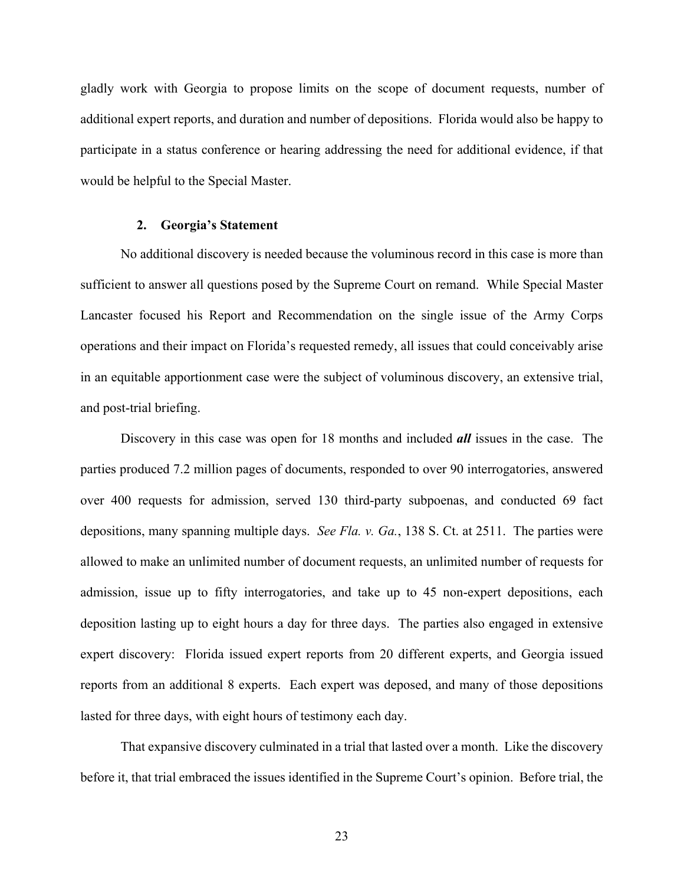gladly work with Georgia to propose limits on the scope of document requests, number of additional expert reports, and duration and number of depositions. Florida would also be happy to participate in a status conference or hearing addressing the need for additional evidence, if that would be helpful to the Special Master.

#### 2. Georgia's Statement

No additional discovery is needed because the voluminous record in this case is more than sufficient to answer all questions posed by the Supreme Court on remand. While Special Master Lancaster focused his Report and Recommendation on the single issue of the Army Corps operations and their impact on Florida's requested remedy, all issues that could conceivably arise in an equitable apportionment case were the subject of voluminous discovery, an extensive trial, and post-trial briefing.

Discovery in this case was open for 18 months and included ***all*** issues in the case. The parties produced 7.2 million pages of documents, responded to over 90 interrogatories, answered over 400 requests for admission, served 130 third-party subpoenas, and conducted 69 fact depositions, many spanning multiple days. *See Fla. v. Ga.*, 138 S. Ct. at 2511. The parties were allowed to make an unlimited number of document requests, an unlimited number of requests for admission, issue up to fifty interrogatories, and take up to 45 non-expert depositions, each deposition lasting up to eight hours a day for three days. The parties also engaged in extensive expert discovery: Florida issued expert reports from 20 different experts, and Georgia issued reports from an additional 8 experts. Each expert was deposed, and many of those depositions lasted for three days, with eight hours of testimony each day.

That expansive discovery culminated in a trial that lasted over a month. Like the discovery before it, that trial embraced the issues identified in the Supreme Court's opinion. Before trial, the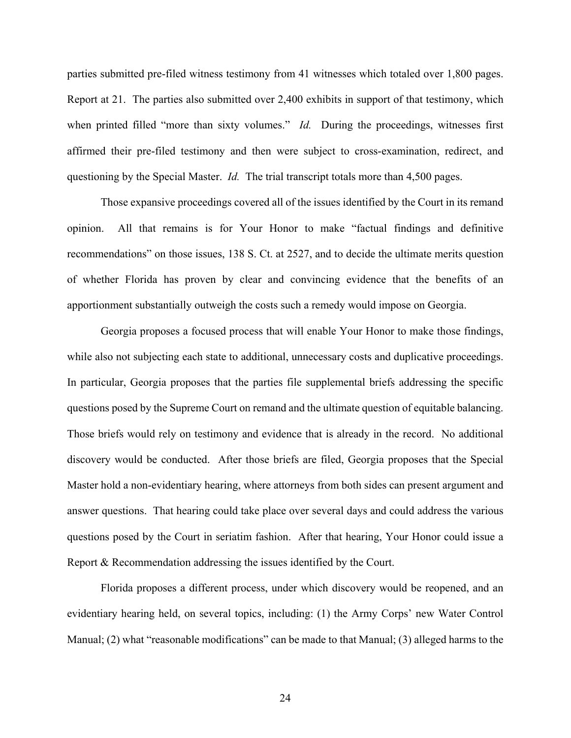parties submitted pre-filed witness testimony from 41 witnesses which totaled over 1,800 pages. Report at 21. The parties also submitted over 2,400 exhibits in support of that testimony, which when printed filled "more than sixty volumes." *Id.* During the proceedings, witnesses first affirmed their pre-filed testimony and then were subject to cross-examination, redirect, and questioning by the Special Master. *Id.* The trial transcript totals more than 4,500 pages.

Those expansive proceedings covered all of the issues identified by the Court in its remand opinion. All that remains is for Your Honor to make "factual findings and definitive recommendations" on those issues, 138 S. Ct. at 2527, and to decide the ultimate merits question of whether Florida has proven by clear and convincing evidence that the benefits of an apportionment substantially outweigh the costs such a remedy would impose on Georgia.

Georgia proposes a focused process that will enable Your Honor to make those findings, while also not subjecting each state to additional, unnecessary costs and duplicative proceedings. In particular, Georgia proposes that the parties file supplemental briefs addressing the specific questions posed by the Supreme Court on remand and the ultimate question of equitable balancing. Those briefs would rely on testimony and evidence that is already in the record. No additional discovery would be conducted. After those briefs are filed, Georgia proposes that the Special Master hold a non-evidentiary hearing, where attorneys from both sides can present argument and answer questions. That hearing could take place over several days and could address the various questions posed by the Court in seriatim fashion. After that hearing, Your Honor could issue a Report & Recommendation addressing the issues identified by the Court.

Florida proposes a different process, under which discovery would be reopened, and an evidentiary hearing held, on several topics, including: (1) the Army Corps' new Water Control Manual; (2) what "reasonable modifications" can be made to that Manual; (3) alleged harms to the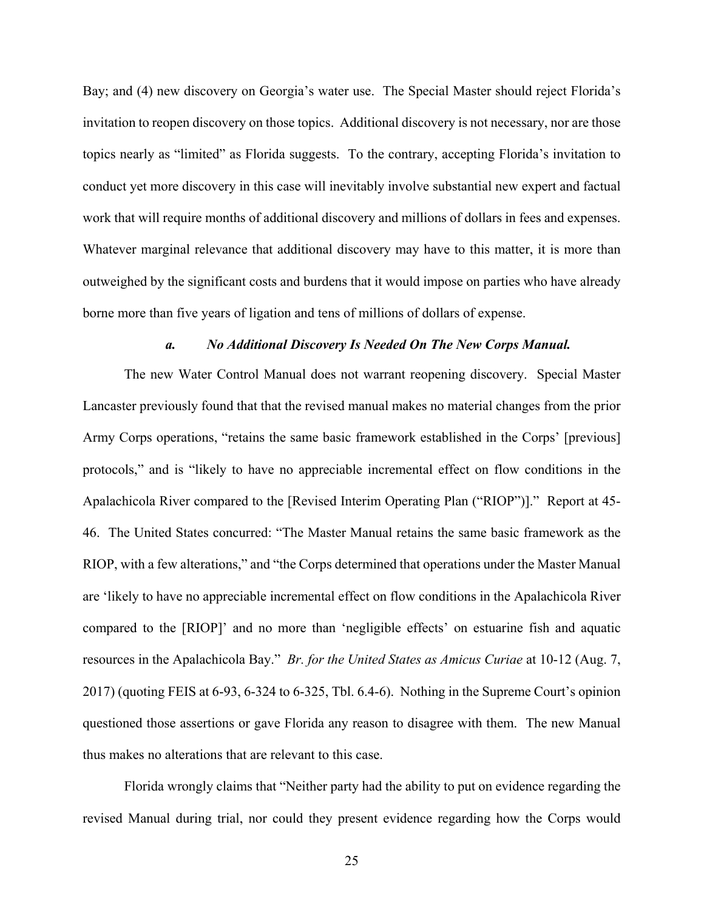Bay; and (4) new discovery on Georgia's water use. The Special Master should reject Florida's invitation to reopen discovery on those topics. Additional discovery is not necessary, nor are those topics nearly as "limited" as Florida suggests. To the contrary, accepting Florida's invitation to conduct yet more discovery in this case will inevitably involve substantial new expert and factual work that will require months of additional discovery and millions of dollars in fees and expenses. Whatever marginal relevance that additional discovery may have to this matter, it is more than outweighed by the significant costs and burdens that it would impose on parties who have already borne more than five years of ligation and tens of millions of dollars of expense.

#### *a. No Additional Discovery Is Needed On The New Corps Manual.*

The new Water Control Manual does not warrant reopening discovery. Special Master Lancaster previously found that that the revised manual makes no material changes from the prior Army Corps operations, "retains the same basic framework established in the Corps' [previous] protocols," and is "likely to have no appreciable incremental effect on flow conditions in the Apalachicola River compared to the [Revised Interim Operating Plan ("RIOP")]." Report at 45-46. The United States concurred: "The Master Manual retains the same basic framework as the RIOP, with a few alterations," and "the Corps determined that operations under the Master Manual are 'likely to have no appreciable incremental effect on flow conditions in the Apalachicola River compared to the [RIOP]' and no more than 'negligible effects' on estuarine fish and aquatic resources in the Apalachicola Bay." *Br. for the United States as Amicus Curiae* at 10-12 (Aug. 7, 2017) (quoting FEIS at 6-93, 6-324 to 6-325, Tbl. 6.4-6). Nothing in the Supreme Court's opinion questioned those assertions or gave Florida any reason to disagree with them. The new Manual thus makes no alterations that are relevant to this case.

Florida wrongly claims that "Neither party had the ability to put on evidence regarding the revised Manual during trial, nor could they present evidence regarding how the Corps would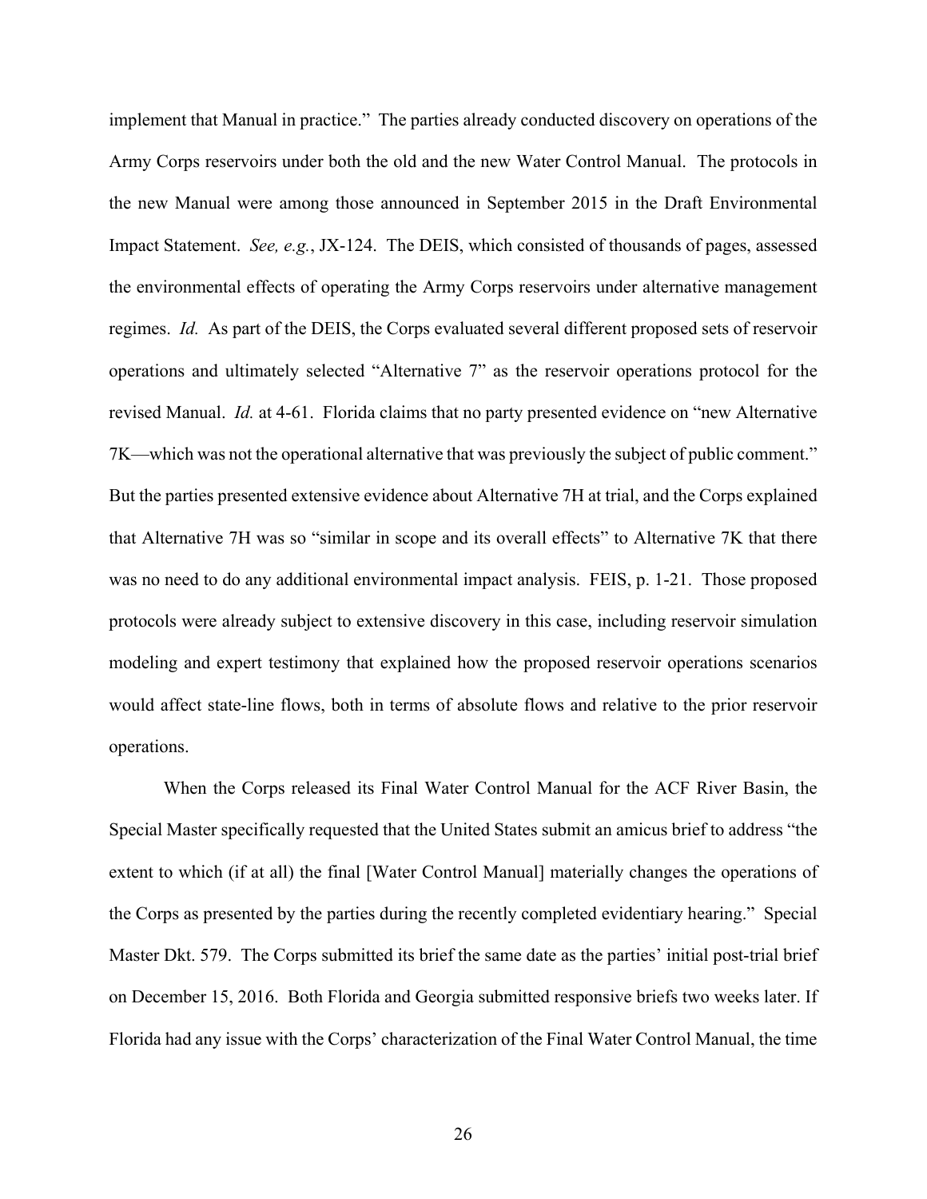implement that Manual in practice." The parties already conducted discovery on operations of the Army Corps reservoirs under both the old and the new Water Control Manual. The protocols in the new Manual were among those announced in September 2015 in the Draft Environmental Impact Statement. *See, e.g.*, JX-124. The DEIS, which consisted of thousands of pages, assessed the environmental effects of operating the Army Corps reservoirs under alternative management regimes. *Id.* As part of the DEIS, the Corps evaluated several different proposed sets of reservoir operations and ultimately selected "Alternative 7" as the reservoir operations protocol for the revised Manual. *Id.* at 4-61. Florida claims that no party presented evidence on "new Alternative 7K—which was not the operational alternative that was previously the subject of public comment." But the parties presented extensive evidence about Alternative 7H at trial, and the Corps explained that Alternative 7H was so "similar in scope and its overall effects" to Alternative 7K that there was no need to do any additional environmental impact analysis. FEIS, p. 1-21. Those proposed protocols were already subject to extensive discovery in this case, including reservoir simulation modeling and expert testimony that explained how the proposed reservoir operations scenarios would affect state-line flows, both in terms of absolute flows and relative to the prior reservoir operations.

When the Corps released its Final Water Control Manual for the ACF River Basin, the Special Master specifically requested that the United States submit an amicus brief to address "the extent to which (if at all) the final [Water Control Manual] materially changes the operations of the Corps as presented by the parties during the recently completed evidentiary hearing." Special Master Dkt. 579. The Corps submitted its brief the same date as the parties' initial post-trial brief on December 15, 2016. Both Florida and Georgia submitted responsive briefs two weeks later. If Florida had any issue with the Corps' characterization of the Final Water Control Manual, the time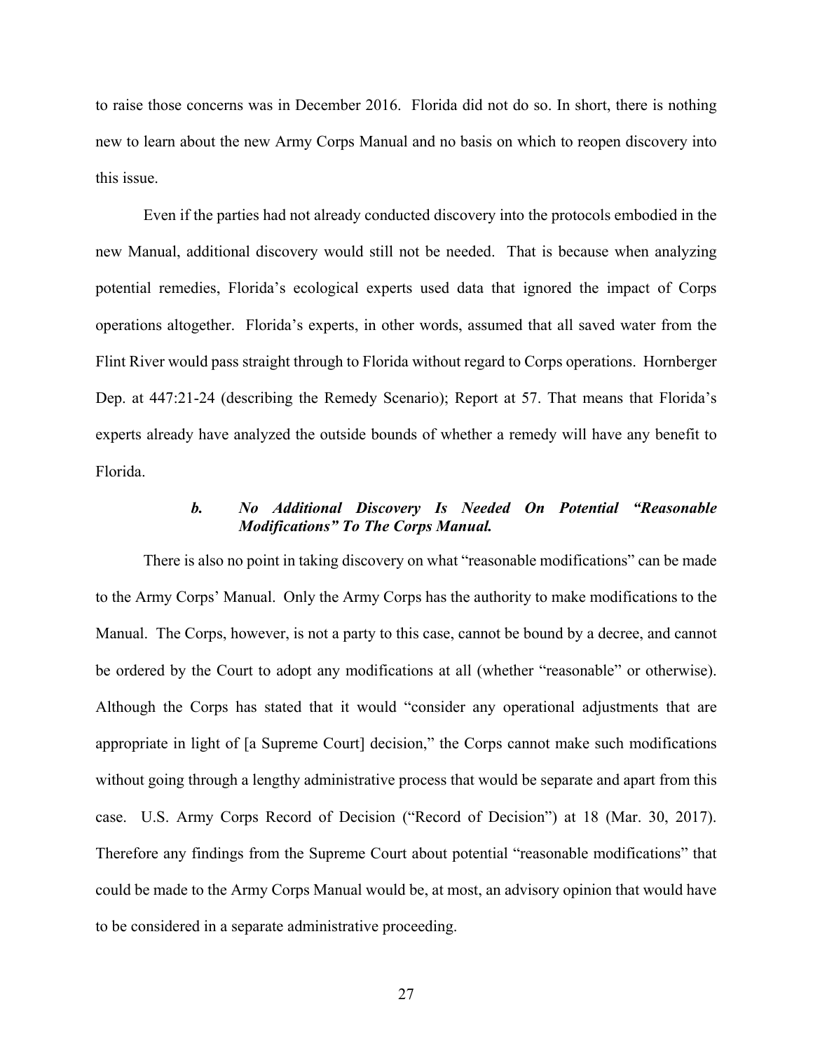to raise those concerns was in December 2016. Florida did not do so. In short, there is nothing new to learn about the new Army Corps Manual and no basis on which to reopen discovery into this issue.

Even if the parties had not already conducted discovery into the protocols embodied in the new Manual, additional discovery would still not be needed. That is because when analyzing potential remedies, Florida's ecological experts used data that ignored the impact of Corps operations altogether. Florida's experts, in other words, assumed that all saved water from the Flint River would pass straight through to Florida without regard to Corps operations. Hornberger Dep. at 447:21-24 (describing the Remedy Scenario); Report at 57. That means that Florida's experts already have analyzed the outside bounds of whether a remedy will have any benefit to Florida.

#### *b. No Additional Discovery Is Needed On Potential "Reasonable Modifications" To The Corps Manual.*

There is also no point in taking discovery on what "reasonable modifications" can be made to the Army Corps' Manual. Only the Army Corps has the authority to make modifications to the Manual. The Corps, however, is not a party to this case, cannot be bound by a decree, and cannot be ordered by the Court to adopt any modifications at all (whether "reasonable" or otherwise). Although the Corps has stated that it would "consider any operational adjustments that are appropriate in light of [a Supreme Court] decision," the Corps cannot make such modifications without going through a lengthy administrative process that would be separate and apart from this case. U.S. Army Corps Record of Decision ("Record of Decision") at 18 (Mar. 30, 2017). Therefore any findings from the Supreme Court about potential "reasonable modifications" that could be made to the Army Corps Manual would be, at most, an advisory opinion that would have to be considered in a separate administrative proceeding.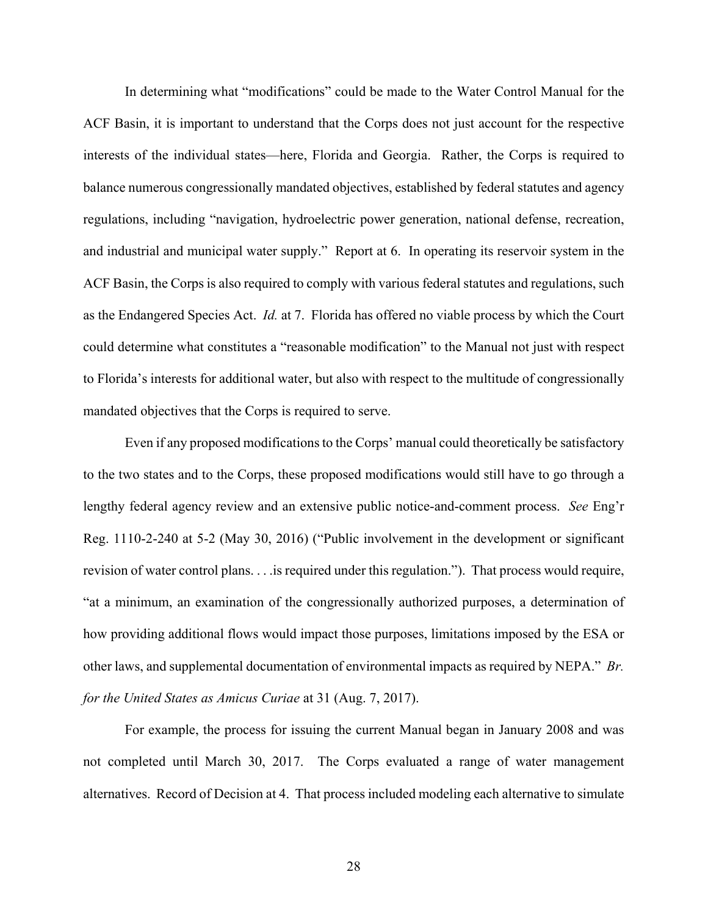In determining what "modifications" could be made to the Water Control Manual for the ACF Basin, it is important to understand that the Corps does not just account for the respective interests of the individual states—here, Florida and Georgia. Rather, the Corps is required to balance numerous congressionally mandated objectives, established by federal statutes and agency regulations, including "navigation, hydroelectric power generation, national defense, recreation, and industrial and municipal water supply." Report at 6. In operating its reservoir system in the ACF Basin, the Corps is also required to comply with various federal statutes and regulations, such as the Endangered Species Act. *Id.* at 7. Florida has offered no viable process by which the Court could determine what constitutes a "reasonable modification" to the Manual not just with respect to Florida's interests for additional water, but also with respect to the multitude of congressionally mandated objectives that the Corps is required to serve.

Even if any proposed modifications to the Corps' manual could theoretically be satisfactory to the two states and to the Corps, these proposed modifications would still have to go through a lengthy federal agency review and an extensive public notice-and-comment process. *See* Eng'r Reg. 1110-2-240 at 5-2 (May 30, 2016) ("Public involvement in the development or significant revision of water control plans. . . .is required under this regulation."). That process would require, "at a minimum, an examination of the congressionally authorized purposes, a determination of how providing additional flows would impact those purposes, limitations imposed by the ESA or other laws, and supplemental documentation of environmental impacts as required by NEPA." *Br. for the United States as Amicus Curiae* at 31 (Aug. 7, 2017).

For example, the process for issuing the current Manual began in January 2008 and was not completed until March 30, 2017. The Corps evaluated a range of water management alternatives. Record of Decision at 4. That process included modeling each alternative to simulate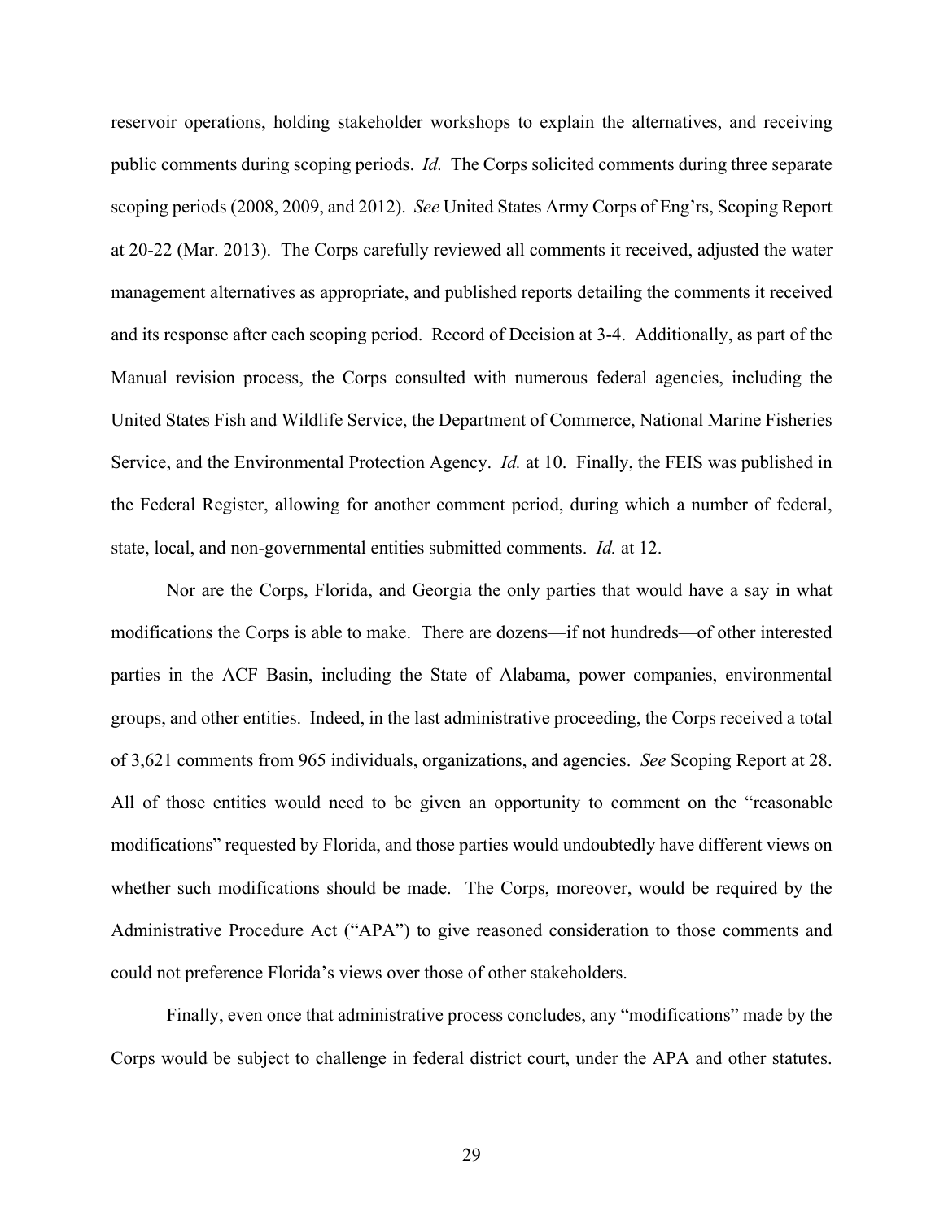reservoir operations, holding stakeholder workshops to explain the alternatives, and receiving public comments during scoping periods. *Id.* The Corps solicited comments during three separate scoping periods (2008, 2009, and 2012). *See* United States Army Corps of Eng'rs, Scoping Report at 20-22 (Mar. 2013). The Corps carefully reviewed all comments it received, adjusted the water management alternatives as appropriate, and published reports detailing the comments it received and its response after each scoping period. Record of Decision at 3-4. Additionally, as part of the Manual revision process, the Corps consulted with numerous federal agencies, including the United States Fish and Wildlife Service, the Department of Commerce, National Marine Fisheries Service, and the Environmental Protection Agency. *Id.* at 10. Finally, the FEIS was published in the Federal Register, allowing for another comment period, during which a number of federal, state, local, and non-governmental entities submitted comments. *Id.* at 12.

Nor are the Corps, Florida, and Georgia the only parties that would have a say in what modifications the Corps is able to make. There are dozens—if not hundreds—of other interested parties in the ACF Basin, including the State of Alabama, power companies, environmental groups, and other entities. Indeed, in the last administrative proceeding, the Corps received a total of 3,621 comments from 965 individuals, organizations, and agencies. *See* Scoping Report at 28. All of those entities would need to be given an opportunity to comment on the "reasonable modifications" requested by Florida, and those parties would undoubtedly have different views on whether such modifications should be made. The Corps, moreover, would be required by the Administrative Procedure Act ("APA") to give reasoned consideration to those comments and could not preference Florida's views over those of other stakeholders.

Finally, even once that administrative process concludes, any "modifications" made by the Corps would be subject to challenge in federal district court, under the APA and other statutes.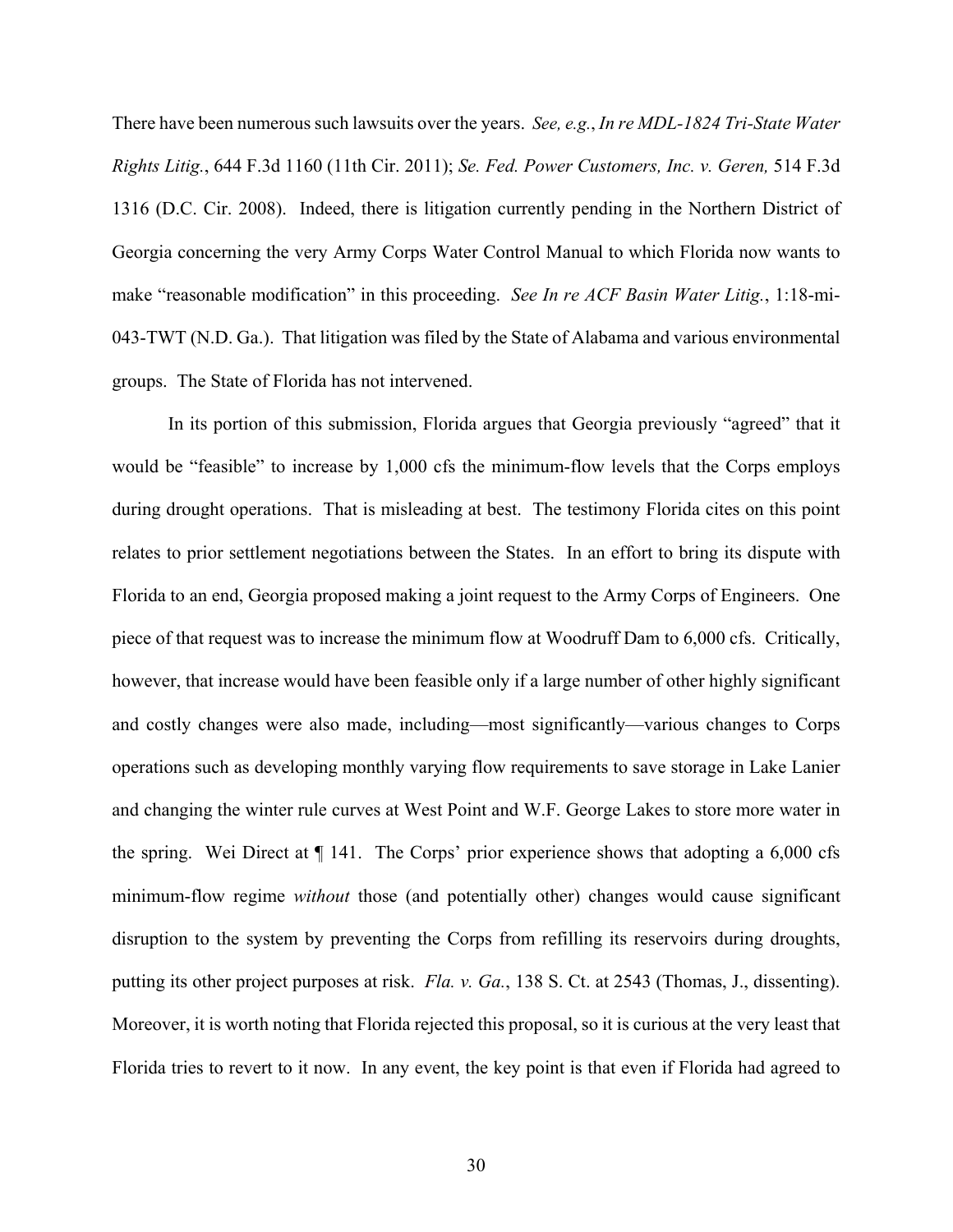There have been numerous such lawsuits over the years. *See, e.g.*, *In re MDL-1824 Tri-State Water Rights Litig.*, 644 F.3d 1160 (11th Cir. 2011); *Se. Fed. Power Customers, Inc. v. Geren,* 514 F.3d 1316 (D.C. Cir. 2008). Indeed, there is litigation currently pending in the Northern District of Georgia concerning the very Army Corps Water Control Manual to which Florida now wants to make "reasonable modification" in this proceeding. *See In re ACF Basin Water Litig.*, 1:18-mi-043-TWT (N.D. Ga.). That litigation was filed by the State of Alabama and various environmental groups. The State of Florida has not intervened.

In its portion of this submission, Florida argues that Georgia previously "agreed" that it would be "feasible" to increase by 1,000 cfs the minimum-flow levels that the Corps employs during drought operations. That is misleading at best. The testimony Florida cites on this point relates to prior settlement negotiations between the States. In an effort to bring its dispute with Florida to an end, Georgia proposed making a joint request to the Army Corps of Engineers. One piece of that request was to increase the minimum flow at Woodruff Dam to 6,000 cfs. Critically, however, that increase would have been feasible only if a large number of other highly significant and costly changes were also made, including—most significantly—various changes to Corps operations such as developing monthly varying flow requirements to save storage in Lake Lanier and changing the winter rule curves at West Point and W.F. George Lakes to store more water in the spring. Wei Direct at ¶ 141. The Corps' prior experience shows that adopting a 6,000 cfs minimum-flow regime *without* those (and potentially other) changes would cause significant disruption to the system by preventing the Corps from refilling its reservoirs during droughts, putting its other project purposes at risk. *Fla. v. Ga.*, 138 S. Ct. at 2543 (Thomas, J., dissenting). Moreover, it is worth noting that Florida rejected this proposal, so it is curious at the very least that Florida tries to revert to it now. In any event, the key point is that even if Florida had agreed to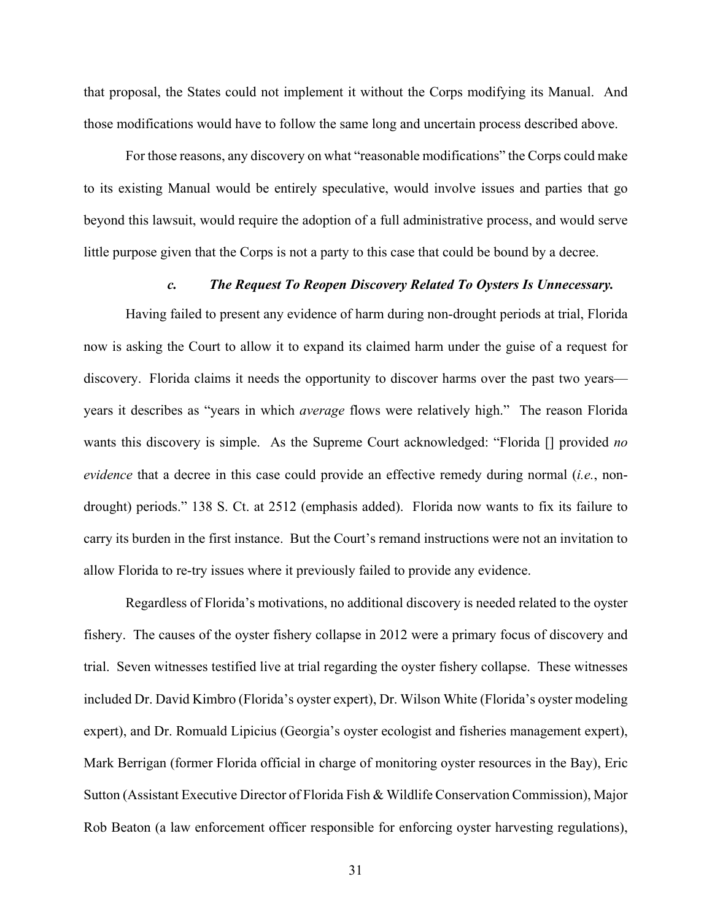that proposal, the States could not implement it without the Corps modifying its Manual. And those modifications would have to follow the same long and uncertain process described above.

For those reasons, any discovery on what "reasonable modifications" the Corps could make to its existing Manual would be entirely speculative, would involve issues and parties that go beyond this lawsuit, would require the adoption of a full administrative process, and would serve little purpose given that the Corps is not a party to this case that could be bound by a decree.

#### *c. The Request To Reopen Discovery Related To Oysters Is Unnecessary.*

Having failed to present any evidence of harm during non-drought periods at trial, Florida now is asking the Court to allow it to expand its claimed harm under the guise of a request for discovery. Florida claims it needs the opportunity to discover harms over the past two years—years it describes as "years in which *average* flows were relatively high." The reason Florida wants this discovery is simple. As the Supreme Court acknowledged: "Florida [] provided *no evidence* that a decree in this case could provide an effective remedy during normal (*i.e.*, non-drought) periods." 138 S. Ct. at 2512 (emphasis added). Florida now wants to fix its failure to carry its burden in the first instance. But the Court's remand instructions were not an invitation to allow Florida to re-try issues where it previously failed to provide any evidence.

Regardless of Florida's motivations, no additional discovery is needed related to the oyster fishery. The causes of the oyster fishery collapse in 2012 were a primary focus of discovery and trial. Seven witnesses testified live at trial regarding the oyster fishery collapse. These witnesses included Dr. David Kimbro (Florida's oyster expert), Dr. Wilson White (Florida's oyster modeling expert), and Dr. Romuald Lipicius (Georgia's oyster ecologist and fisheries management expert), Mark Berrigan (former Florida official in charge of monitoring oyster resources in the Bay), Eric Sutton (Assistant Executive Director of Florida Fish & Wildlife Conservation Commission), Major Rob Beaton (a law enforcement officer responsible for enforcing oyster harvesting regulations),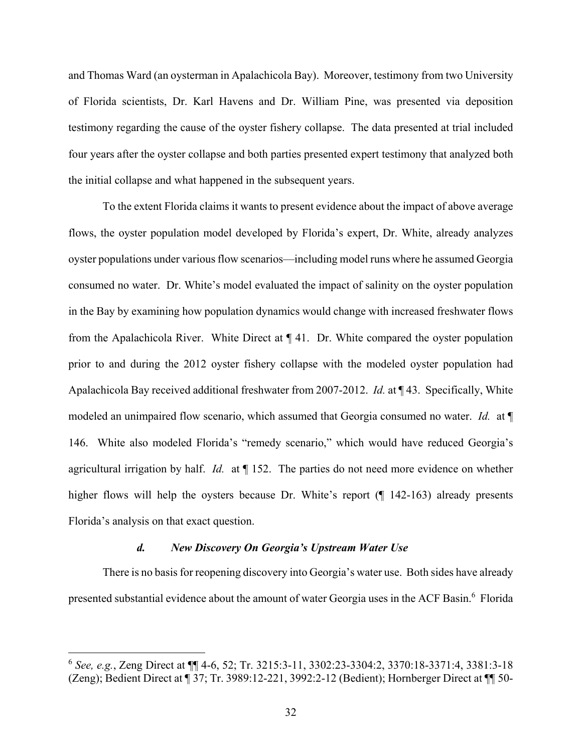and Thomas Ward (an oysterman in Apalachicola Bay). Moreover, testimony from two University of Florida scientists, Dr. Karl Havens and Dr. William Pine, was presented via deposition testimony regarding the cause of the oyster fishery collapse. The data presented at trial included four years after the oyster collapse and both parties presented expert testimony that analyzed both the initial collapse and what happened in the subsequent years.

To the extent Florida claims it wants to present evidence about the impact of above average flows, the oyster population model developed by Florida's expert, Dr. White, already analyzes oyster populations under various flow scenarios—including model runs where he assumed Georgia consumed no water. Dr. White's model evaluated the impact of salinity on the oyster population in the Bay by examining how population dynamics would change with increased freshwater flows from the Apalachicola River. White Direct at ¶ 41. Dr. White compared the oyster population prior to and during the 2012 oyster fishery collapse with the modeled oyster population had Apalachicola Bay received additional freshwater from 2007-2012. *Id.* at ¶ 43. Specifically, White modeled an unimpaired flow scenario, which assumed that Georgia consumed no water. *Id.* at ¶ 146. White also modeled Florida's "remedy scenario," which would have reduced Georgia's agricultural irrigation by half. *Id.* at ¶ 152. The parties do not need more evidence on whether higher flows will help the oysters because Dr. White's report (¶ 142-163) already presents Florida's analysis on that exact question.

#### *d. New Discovery On Georgia's Upstream Water Use*

There is no basis for reopening discovery into Georgia's water use. Both sides have already presented substantial evidence about the amount of water Georgia uses in the ACF Basin.[6] Florida

---

[6] *See, e.g.*, Zeng Direct at ¶¶ 4-6, 52; Tr. 3215:3-11, 3302:23-3304:2, 3370:18-3371:4, 3381:3-18 (Zeng); Bedient Direct at ¶ 37; Tr. 3989:12-221, 3992:2-12 (Bedient); Hornberger Direct at ¶¶ 50-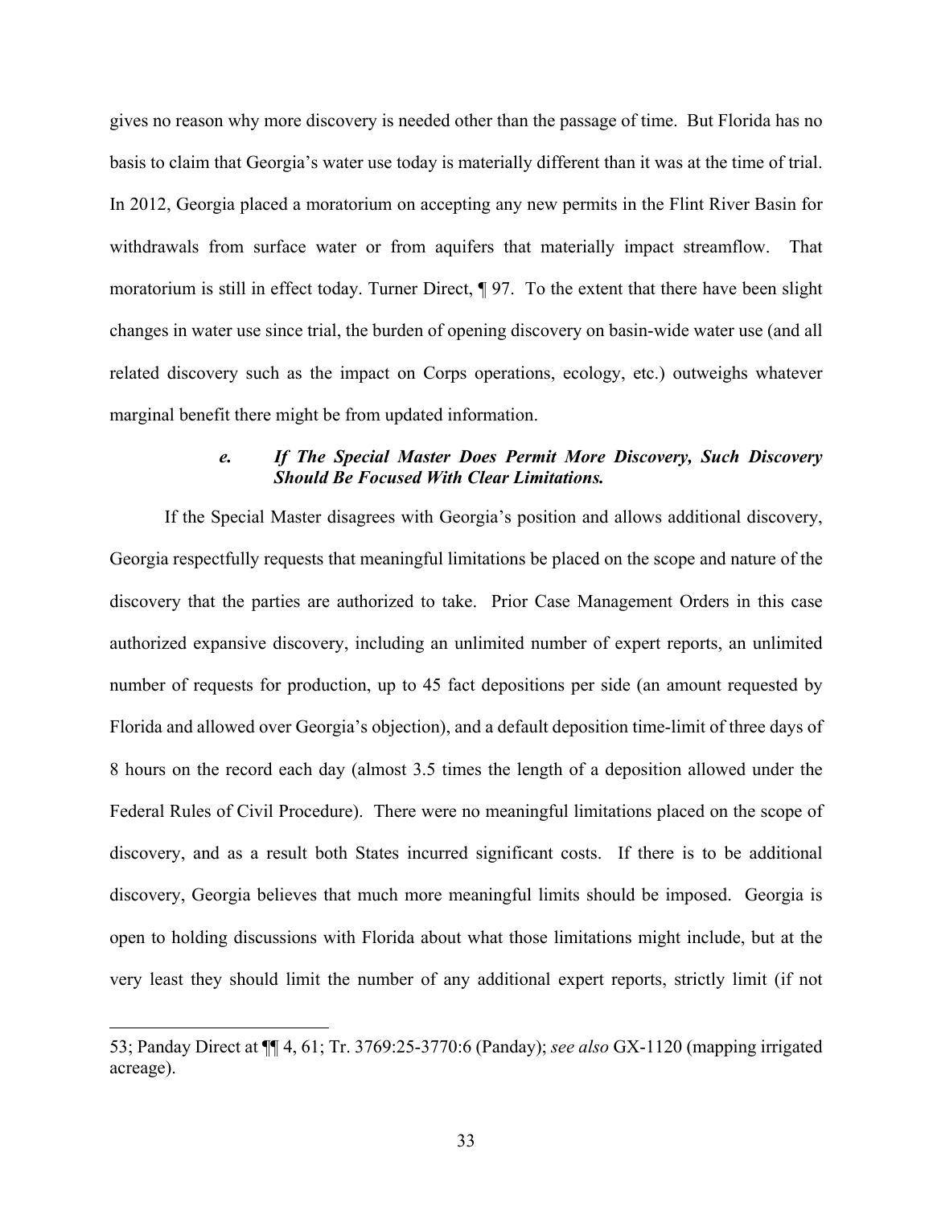gives no reason why more discovery is needed other than the passage of time. But Florida has no basis to claim that Georgia's water use today is materially different than it was at the time of trial. In 2012, Georgia placed a moratorium on accepting any new permits in the Flint River Basin for withdrawals from surface water or from aquifers that materially impact streamflow. That moratorium is still in effect today. Turner Direct, ¶ 97. To the extent that there have been slight changes in water use since trial, the burden of opening discovery on basin-wide water use (and all related discovery such as the impact on Corps operations, ecology, etc.) outweighs whatever marginal benefit there might be from updated information.

#### ***e. If The Special Master Does Permit More Discovery, Such Discovery Should Be Focused With Clear Limitations.***

If the Special Master disagrees with Georgia's position and allows additional discovery, Georgia respectfully requests that meaningful limitations be placed on the scope and nature of the discovery that the parties are authorized to take. Prior Case Management Orders in this case authorized expansive discovery, including an unlimited number of expert reports, an unlimited number of requests for production, up to 45 fact depositions per side (an amount requested by Florida and allowed over Georgia's objection), and a default deposition time-limit of three days of 8 hours on the record each day (almost 3.5 times the length of a deposition allowed under the Federal Rules of Civil Procedure). There were no meaningful limitations placed on the scope of discovery, and as a result both States incurred significant costs. If there is to be additional discovery, Georgia believes that much more meaningful limits should be imposed. Georgia is open to holding discussions with Florida about what those limitations might include, but at the very least they should limit the number of any additional expert reports, strictly limit (if not

---

53; Panday Direct at ¶¶ 4, 61; Tr. 3769:25-3770:6 (Panday); *see also* GX-1120 (mapping irrigated acreage).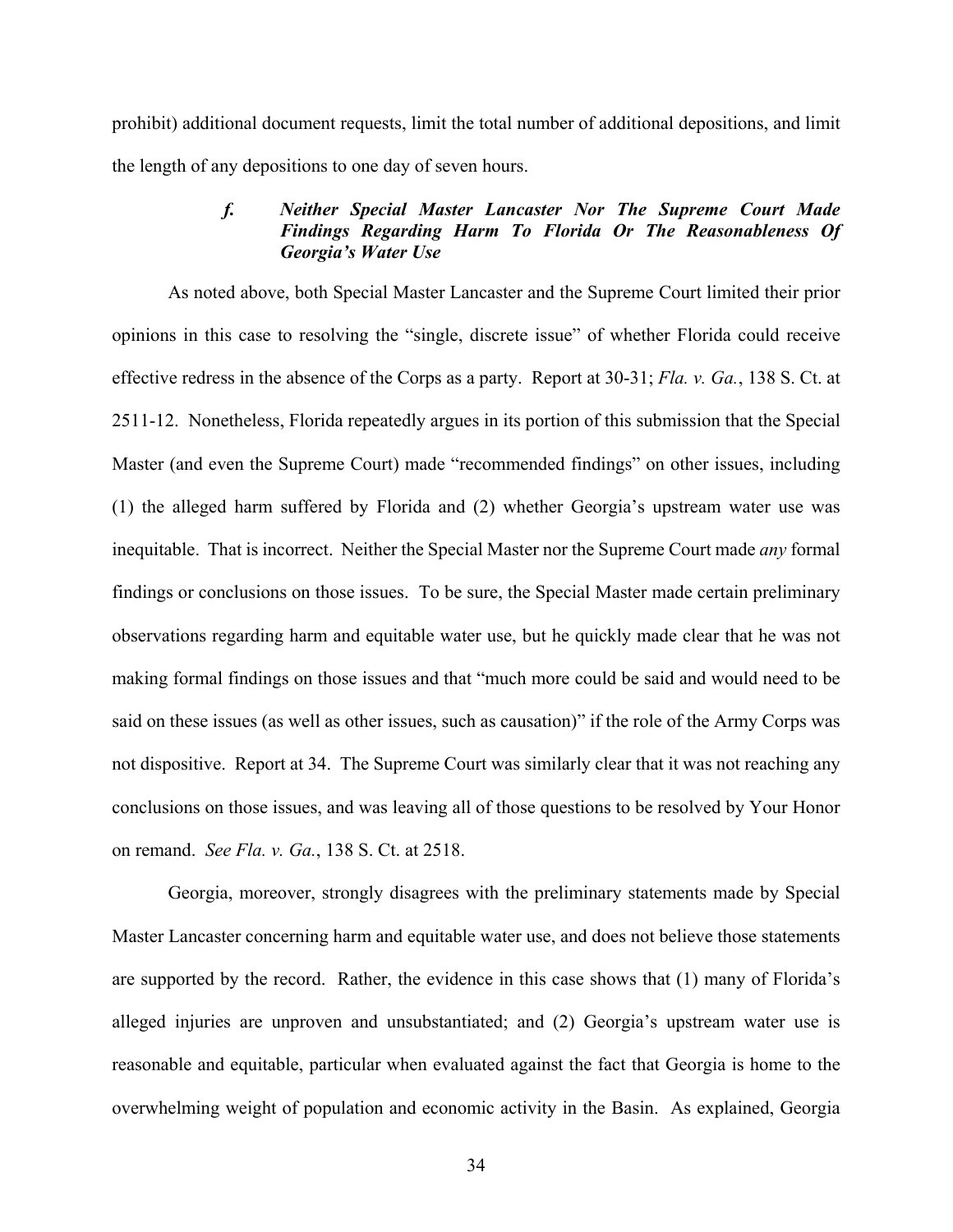prohibit) additional document requests, limit the total number of additional depositions, and limit the length of any depositions to one day of seven hours.

#### *f. Neither Special Master Lancaster Nor The Supreme Court Made Findings Regarding Harm To Florida Or The Reasonableness Of Georgia's Water Use*

As noted above, both Special Master Lancaster and the Supreme Court limited their prior opinions in this case to resolving the "single, discrete issue" of whether Florida could receive effective redress in the absence of the Corps as a party. Report at 30-31; *Fla. v. Ga.*, 138 S. Ct. at 2511-12. Nonetheless, Florida repeatedly argues in its portion of this submission that the Special Master (and even the Supreme Court) made "recommended findings" on other issues, including (1) the alleged harm suffered by Florida and (2) whether Georgia's upstream water use was inequitable. That is incorrect. Neither the Special Master nor the Supreme Court made *any* formal findings or conclusions on those issues. To be sure, the Special Master made certain preliminary observations regarding harm and equitable water use, but he quickly made clear that he was not making formal findings on those issues and that "much more could be said and would need to be said on these issues (as well as other issues, such as causation)" if the role of the Army Corps was not dispositive. Report at 34. The Supreme Court was similarly clear that it was not reaching any conclusions on those issues, and was leaving all of those questions to be resolved by Your Honor on remand. *See Fla. v. Ga.*, 138 S. Ct. at 2518.

Georgia, moreover, strongly disagrees with the preliminary statements made by Special Master Lancaster concerning harm and equitable water use, and does not believe those statements are supported by the record. Rather, the evidence in this case shows that (1) many of Florida's alleged injuries are unproven and unsubstantiated; and (2) Georgia's upstream water use is reasonable and equitable, particular when evaluated against the fact that Georgia is home to the overwhelming weight of population and economic activity in the Basin. As explained, Georgia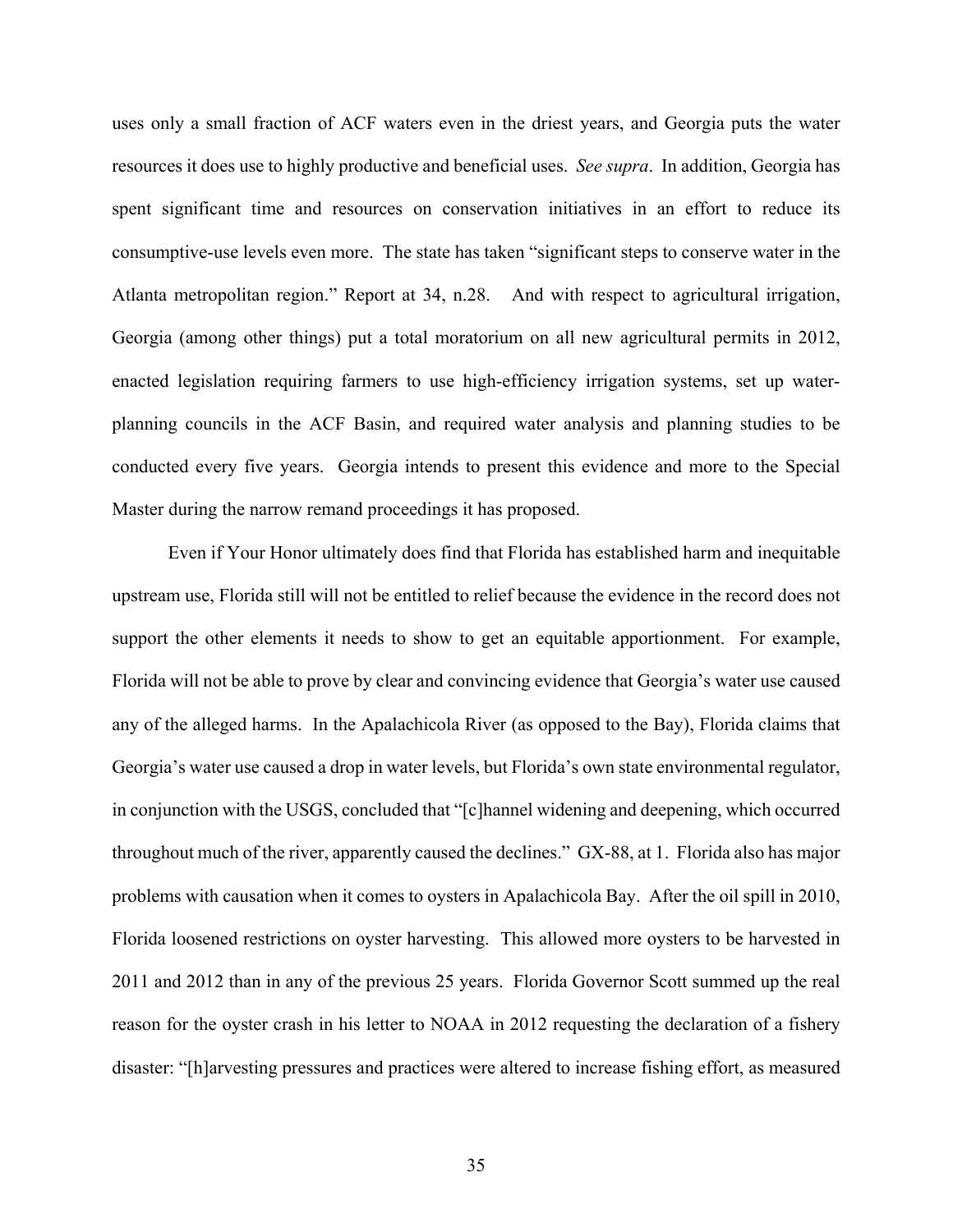uses only a small fraction of ACF waters even in the driest years, and Georgia puts the water resources it does use to highly productive and beneficial uses. *See supra*. In addition, Georgia has spent significant time and resources on conservation initiatives in an effort to reduce its consumptive-use levels even more. The state has taken "significant steps to conserve water in the Atlanta metropolitan region." Report at 34, n.28. And with respect to agricultural irrigation, Georgia (among other things) put a total moratorium on all new agricultural permits in 2012, enacted legislation requiring farmers to use high-efficiency irrigation systems, set up water-planning councils in the ACF Basin, and required water analysis and planning studies to be conducted every five years. Georgia intends to present this evidence and more to the Special Master during the narrow remand proceedings it has proposed.

Even if Your Honor ultimately does find that Florida has established harm and inequitable upstream use, Florida still will not be entitled to relief because the evidence in the record does not support the other elements it needs to show to get an equitable apportionment. For example, Florida will not be able to prove by clear and convincing evidence that Georgia's water use caused any of the alleged harms. In the Apalachicola River (as opposed to the Bay), Florida claims that Georgia's water use caused a drop in water levels, but Florida's own state environmental regulator, in conjunction with the USGS, concluded that "[c]hannel widening and deepening, which occurred throughout much of the river, apparently caused the declines." GX-88, at 1. Florida also has major problems with causation when it comes to oysters in Apalachicola Bay. After the oil spill in 2010, Florida loosened restrictions on oyster harvesting. This allowed more oysters to be harvested in 2011 and 2012 than in any of the previous 25 years. Florida Governor Scott summed up the real reason for the oyster crash in his letter to NOAA in 2012 requesting the declaration of a fishery disaster: "[h]arvesting pressures and practices were altered to increase fishing effort, as measured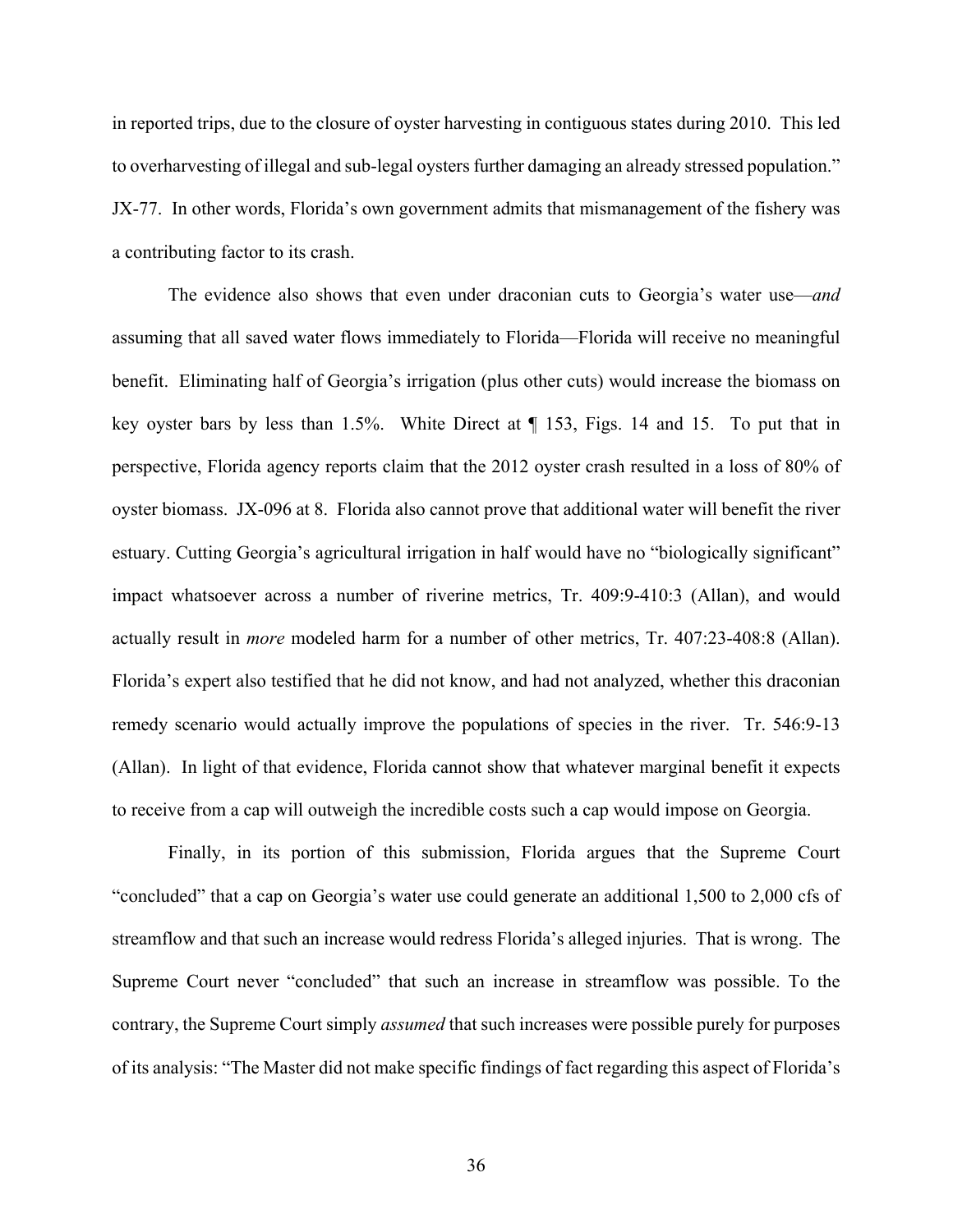in reported trips, due to the closure of oyster harvesting in contiguous states during 2010. This led to overharvesting of illegal and sub-legal oysters further damaging an already stressed population." JX-77. In other words, Florida's own government admits that mismanagement of the fishery was a contributing factor to its crash.

The evidence also shows that even under draconian cuts to Georgia's water use—*and* assuming that all saved water flows immediately to Florida—Florida will receive no meaningful benefit. Eliminating half of Georgia's irrigation (plus other cuts) would increase the biomass on key oyster bars by less than 1.5%. White Direct at ¶ 153, Figs. 14 and 15. To put that in perspective, Florida agency reports claim that the 2012 oyster crash resulted in a loss of 80% of oyster biomass. JX-096 at 8. Florida also cannot prove that additional water will benefit the river estuary. Cutting Georgia's agricultural irrigation in half would have no "biologically significant" impact whatsoever across a number of riverine metrics, Tr. 409:9-410:3 (Allan), and would actually result in *more* modeled harm for a number of other metrics, Tr. 407:23-408:8 (Allan). Florida's expert also testified that he did not know, and had not analyzed, whether this draconian remedy scenario would actually improve the populations of species in the river. Tr. 546:9-13 (Allan). In light of that evidence, Florida cannot show that whatever marginal benefit it expects to receive from a cap will outweigh the incredible costs such a cap would impose on Georgia.

Finally, in its portion of this submission, Florida argues that the Supreme Court "concluded" that a cap on Georgia's water use could generate an additional 1,500 to 2,000 cfs of streamflow and that such an increase would redress Florida's alleged injuries. That is wrong. The Supreme Court never "concluded" that such an increase in streamflow was possible. To the contrary, the Supreme Court simply *assumed* that such increases were possible purely for purposes of its analysis: "The Master did not make specific findings of fact regarding this aspect of Florida's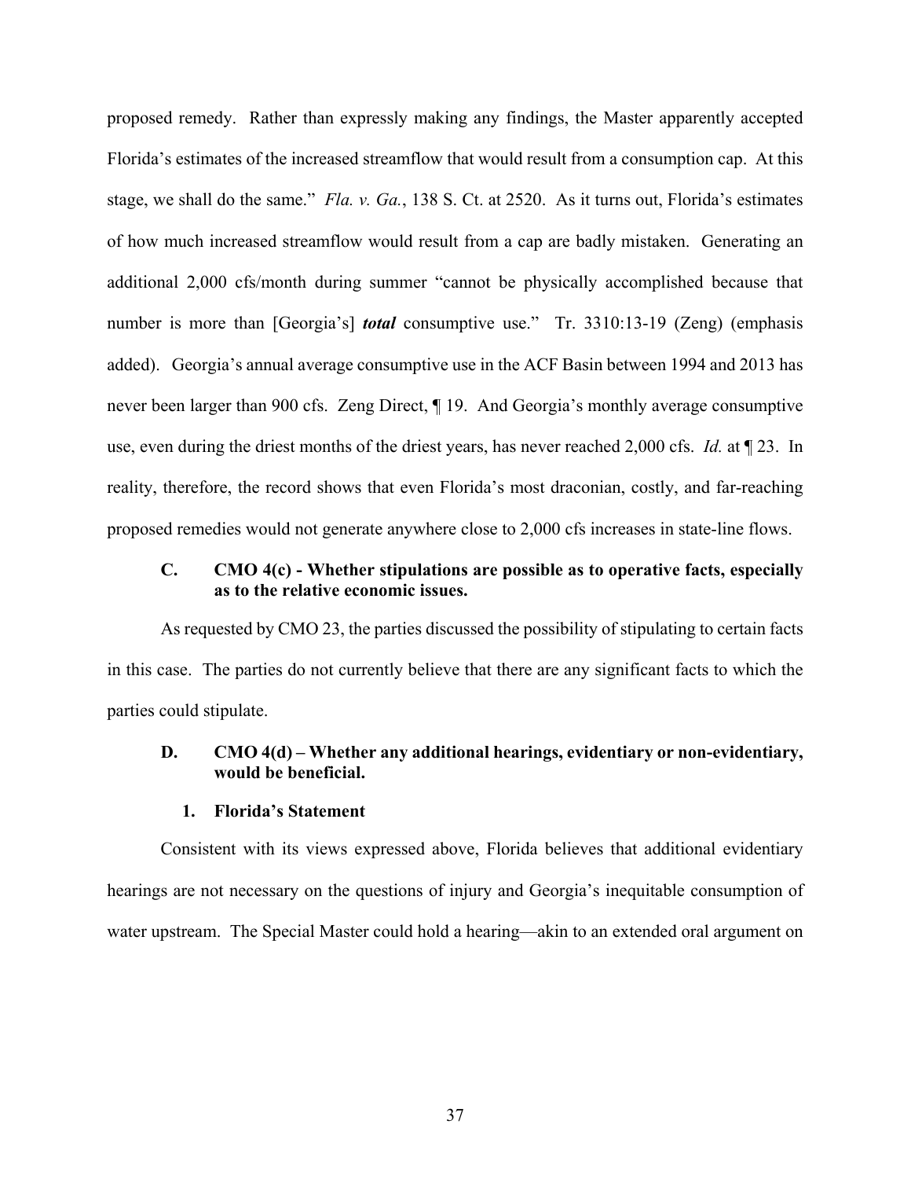proposed remedy. Rather than expressly making any findings, the Master apparently accepted Florida's estimates of the increased streamflow that would result from a consumption cap. At this stage, we shall do the same." *Fla. v. Ga.*, 138 S. Ct. at 2520. As it turns out, Florida's estimates of how much increased streamflow would result from a cap are badly mistaken. Generating an additional 2,000 cfs/month during summer "cannot be physically accomplished because that number is more than [Georgia's] ***total*** consumptive use." Tr. 3310:13-19 (Zeng) (emphasis added). Georgia's annual average consumptive use in the ACF Basin between 1994 and 2013 has never been larger than 900 cfs. Zeng Direct, ¶ 19. And Georgia's monthly average consumptive use, even during the driest months of the driest years, has never reached 2,000 cfs. *Id.* at ¶ 23. In reality, therefore, the record shows that even Florida's most draconian, costly, and far-reaching proposed remedies would not generate anywhere close to 2,000 cfs increases in state-line flows.

### C. CMO 4(c) - Whether stipulations are possible as to operative facts, especially as to the relative economic issues.

As requested by CMO 23, the parties discussed the possibility of stipulating to certain facts in this case. The parties do not currently believe that there are any significant facts to which the parties could stipulate.

### D. CMO 4(d) – Whether any additional hearings, evidentiary or non-evidentiary, would be beneficial.

#### 1. Florida's Statement

Consistent with its views expressed above, Florida believes that additional evidentiary hearings are not necessary on the questions of injury and Georgia's inequitable consumption of water upstream. The Special Master could hold a hearing—akin to an extended oral argument on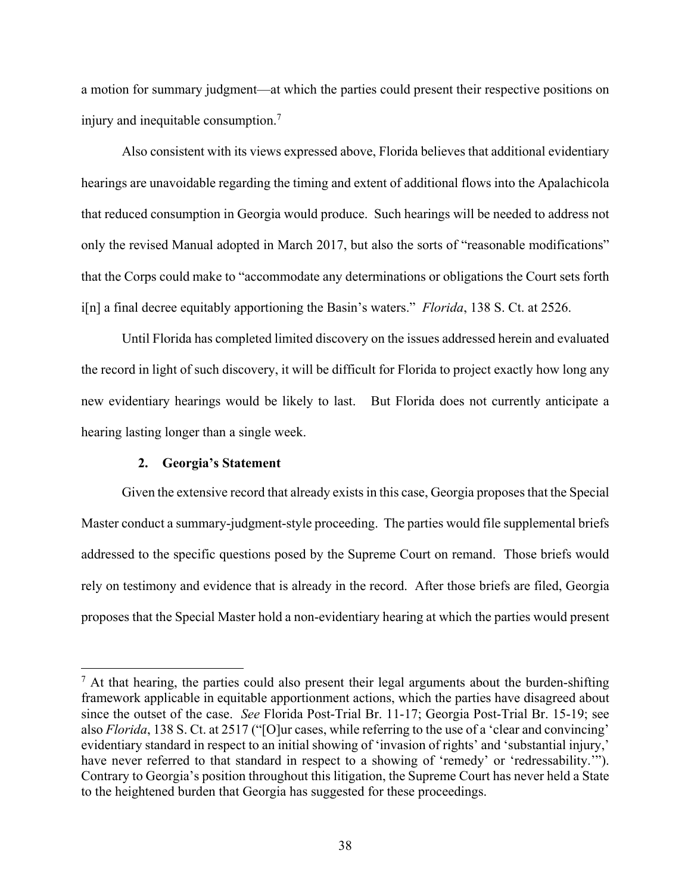a motion for summary judgment—at which the parties could present their respective positions on injury and inequitable consumption.[7]

Also consistent with its views expressed above, Florida believes that additional evidentiary hearings are unavoidable regarding the timing and extent of additional flows into the Apalachicola that reduced consumption in Georgia would produce. Such hearings will be needed to address not only the revised Manual adopted in March 2017, but also the sorts of "reasonable modifications" that the Corps could make to "accommodate any determinations or obligations the Court sets forth i[n] a final decree equitably apportioning the Basin's waters." *Florida*, 138 S. Ct. at 2526.

Until Florida has completed limited discovery on the issues addressed herein and evaluated the record in light of such discovery, it will be difficult for Florida to project exactly how long any new evidentiary hearings would be likely to last. But Florida does not currently anticipate a hearing lasting longer than a single week.

### 2. Georgia's Statement

Given the extensive record that already exists in this case, Georgia proposes that the Special Master conduct a summary-judgment-style proceeding. The parties would file supplemental briefs addressed to the specific questions posed by the Supreme Court on remand. Those briefs would rely on testimony and evidence that is already in the record. After those briefs are filed, Georgia proposes that the Special Master hold a non-evidentiary hearing at which the parties would present

---

[7] At that hearing, the parties could also present their legal arguments about the burden-shifting framework applicable in equitable apportionment actions, which the parties have disagreed about since the outset of the case. *See* Florida Post-Trial Br. 11-17; Georgia Post-Trial Br. 15-19; see also *Florida*, 138 S. Ct. at 2517 ("[O]ur cases, while referring to the use of a 'clear and convincing' evidentiary standard in respect to an initial showing of 'invasion of rights' and 'substantial injury,' have never referred to that standard in respect to a showing of 'remedy' or 'redressability.'"). Contrary to Georgia's position throughout this litigation, the Supreme Court has never held a State to the heightened burden that Georgia has suggested for these proceedings.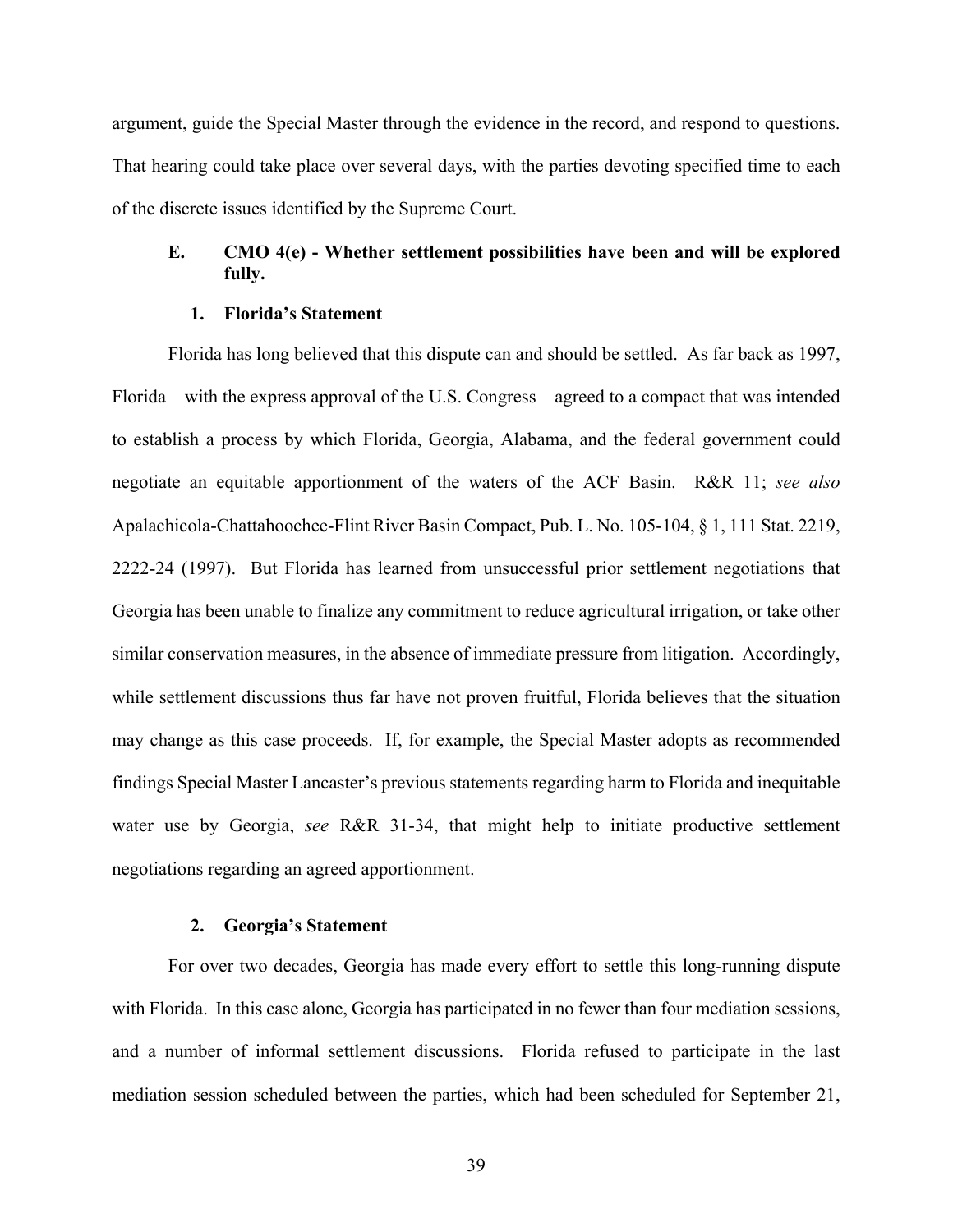argument, guide the Special Master through the evidence in the record, and respond to questions. That hearing could take place over several days, with the parties devoting specified time to each of the discrete issues identified by the Supreme Court.

### E. CMO 4(e) - Whether settlement possibilities have been and will be explored fully.

#### 1. Florida's Statement

Florida has long believed that this dispute can and should be settled. As far back as 1997, Florida—with the express approval of the U.S. Congress—agreed to a compact that was intended to establish a process by which Florida, Georgia, Alabama, and the federal government could negotiate an equitable apportionment of the waters of the ACF Basin. R&R 11; *see also* Apalachicola-Chattahoochee-Flint River Basin Compact, Pub. L. No. 105-104, § 1, 111 Stat. 2219, 2222-24 (1997). But Florida has learned from unsuccessful prior settlement negotiations that Georgia has been unable to finalize any commitment to reduce agricultural irrigation, or take other similar conservation measures, in the absence of immediate pressure from litigation. Accordingly, while settlement discussions thus far have not proven fruitful, Florida believes that the situation may change as this case proceeds. If, for example, the Special Master adopts as recommended findings Special Master Lancaster's previous statements regarding harm to Florida and inequitable water use by Georgia, *see* R&R 31-34, that might help to initiate productive settlement negotiations regarding an agreed apportionment.

#### 2. Georgia's Statement

For over two decades, Georgia has made every effort to settle this long-running dispute with Florida. In this case alone, Georgia has participated in no fewer than four mediation sessions, and a number of informal settlement discussions. Florida refused to participate in the last mediation session scheduled between the parties, which had been scheduled for September 21,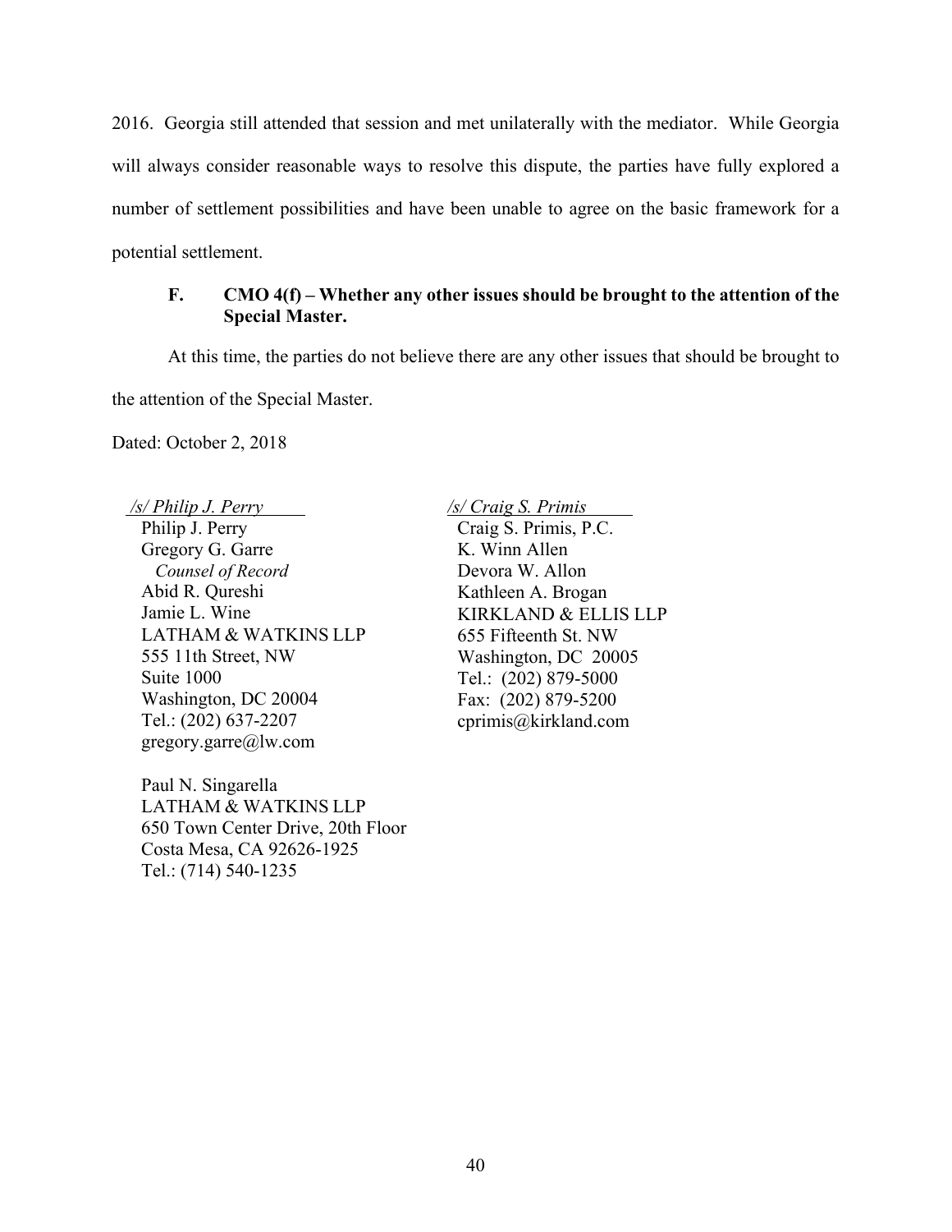2016. Georgia still attended that session and met unilaterally with the mediator. While Georgia will always consider reasonable ways to resolve this dispute, the parties have fully explored a number of settlement possibilities and have been unable to agree on the basic framework for a potential settlement.

### F. CMO 4(f) – Whether any other issues should be brought to the attention of the Special Master.

At this time, the parties do not believe there are any other issues that should be brought to the attention of the Special Master.

Dated: October 2, 2018

*/s/ Philip J. Perry*
Philip J. Perry
Gregory G. Garre
*Counsel of Record*
Abid R. Qureshi
Jamie L. Wine
LATHAM & WATKINS LLP
555 11th Street, NW
Suite 1000
Washington, DC 20004
Tel.: (202) 637-2207
gregory.garre@lw.com

Paul N. Singarella
LATHAM & WATKINS LLP
650 Town Center Drive, 20th Floor
Costa Mesa, CA 92626-1925
Tel.: (714) 540-1235

*/s/ Craig S. Primis*
Craig S. Primis, P.C.
K. Winn Allen
Devora W. Allon
Kathleen A. Brogan
KIRKLAND & ELLIS LLP
655 Fifteenth St. NW
Washington, DC 20005
Tel.: (202) 879-5000
Fax: (202) 879-5200
cprimis@kirkland.com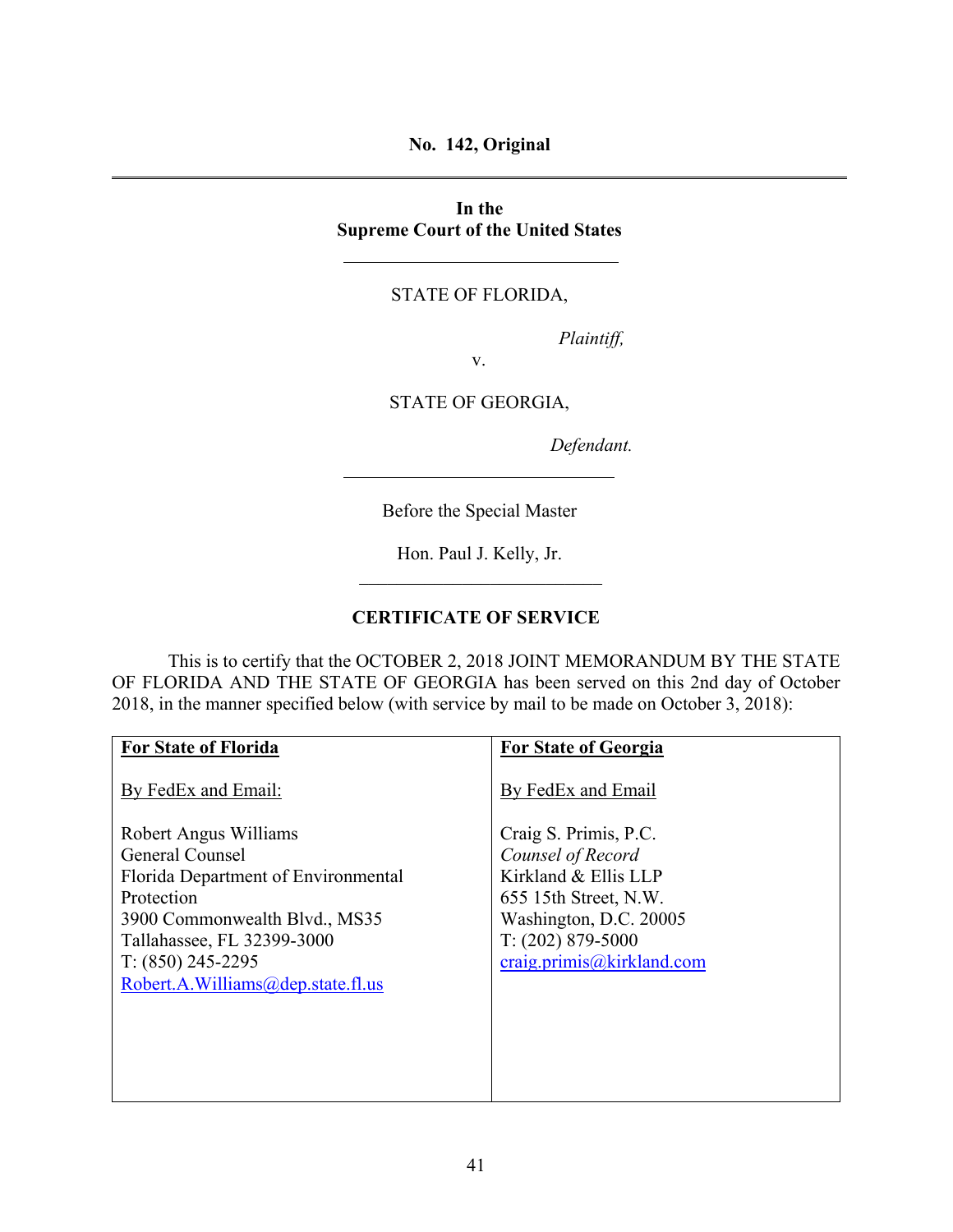**No. 142, Original**

---

**In the**
**Supreme Court of the United States**

---

STATE OF FLORIDA,

*Plaintiff,*

v.

STATE OF GEORGIA,

*Defendant.*

---

Before the Special Master

Hon. Paul J. Kelly, Jr.

---

**CERTIFICATE OF SERVICE**

This is to certify that the OCTOBER 2, 2018 JOINT MEMORANDUM BY THE STATE OF FLORIDA AND THE STATE OF GEORGIA has been served on this 2nd day of October 2018, in the manner specified below (with service by mail to be made on October 3, 2018):

| **For State of Florida** | **For State of Georgia** |
|---|---|
| By FedEx and Email: | By FedEx and Email |
| Robert Angus Williams<br>General Counsel<br>Florida Department of Environmental Protection<br>3900 Commonwealth Blvd., MS35<br>Tallahassee, FL 32399-3000<br>T: (850) 245-2295<br>Robert.A.Williams@dep.state.fl.us | Craig S. Primis, P.C.<br>*Counsel of Record*<br>Kirkland & Ellis LLP<br>655 15th Street, N.W.<br>Washington, D.C. 20005<br>T: (202) 879-5000<br>craig.primis@kirkland.com |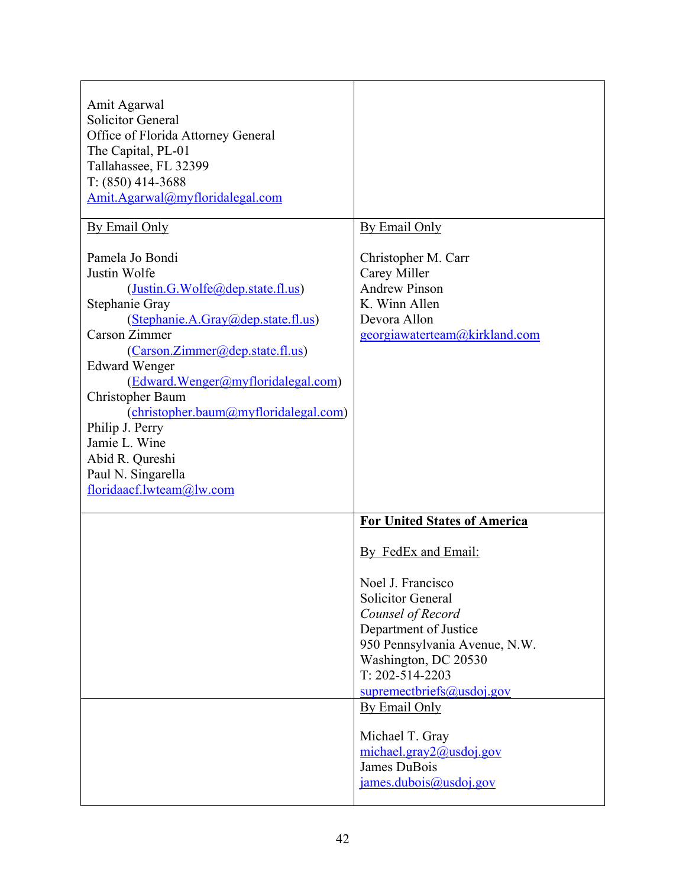| | |
|---|---|
| Amit Agarwal<br>Solicitor General<br>Office of Florida Attorney General<br>The Capital, PL-01<br>Tallahassee, FL 32399<br>T: (850) 414-3688<br>Amit.Agarwal@myfloridalegal.com | |
| By Email Only<br><br>Pamela Jo Bondi<br>Justin Wolfe<br>(Justin.G.Wolfe@dep.state.fl.us)<br>Stephanie Gray<br>(Stephanie.A.Gray@dep.state.fl.us)<br>Carson Zimmer<br>(Carson.Zimmer@dep.state.fl.us)<br>Edward Wenger<br>(Edward.Wenger@myfloridalegal.com)<br>Christopher Baum<br>(christopher.baum@myfloridalegal.com)<br>Philip J. Perry<br>Jamie L. Wine<br>Abid R. Qureshi<br>Paul N. Singarella<br>floridaacf.lwteam@lw.com | By Email Only<br><br>Christopher M. Carr<br>Carey Miller<br>Andrew Pinson<br>K. Winn Allen<br>Devora Allon<br>georgiawaterteam@kirkland.com |
| | **For United States of America**<br><br>By FedEx and Email:<br><br>Noel J. Francisco<br>Solicitor General<br>*Counsel of Record*<br>Department of Justice<br>950 Pennsylvania Avenue, N.W.<br>Washington, DC 20530<br>T: 202-514-2203<br>supremectbriefs@usdoj.gov |
| | By Email Only<br><br>Michael T. Gray<br>michael.gray2@usdoj.gov<br>James DuBois<br>james.dubois@usdoj.gov |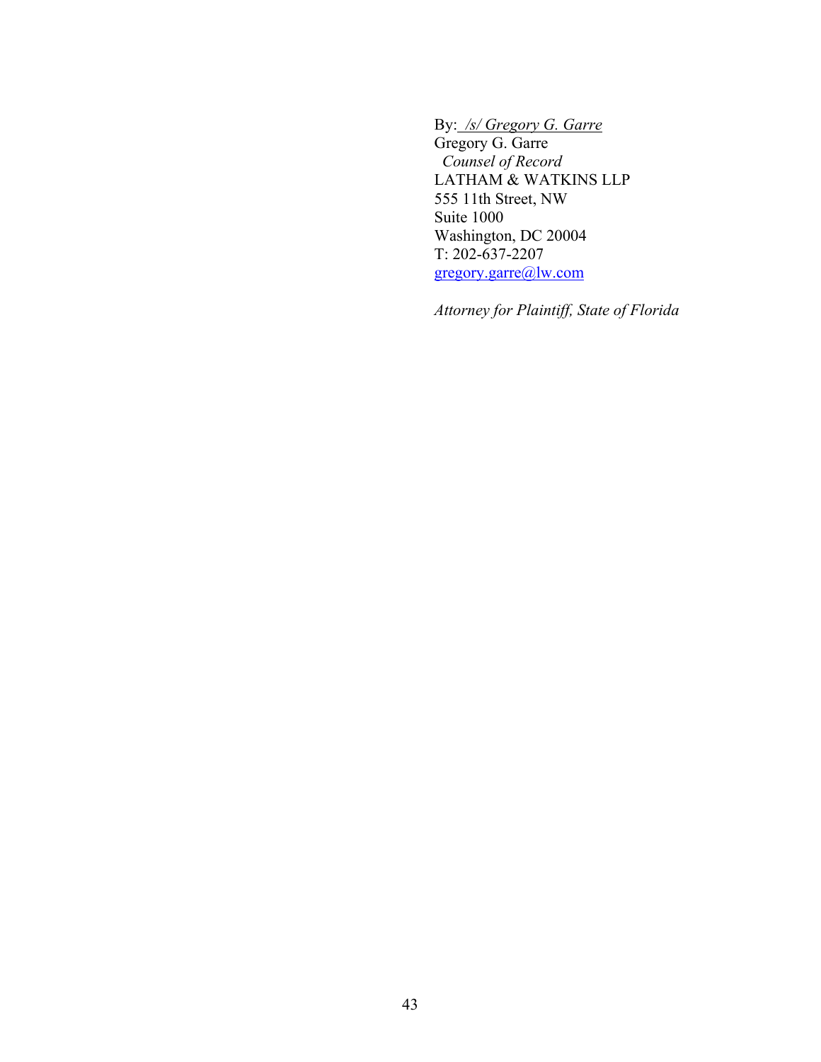By: */s/ Gregory G. Garre*
Gregory G. Garre
*Counsel of Record*
LATHAM & WATKINS LLP
555 11th Street, NW
Suite 1000
Washington, DC 20004
T: 202-637-2207
gregory.garre@lw.com

*Attorney for Plaintiff, State of Florida*